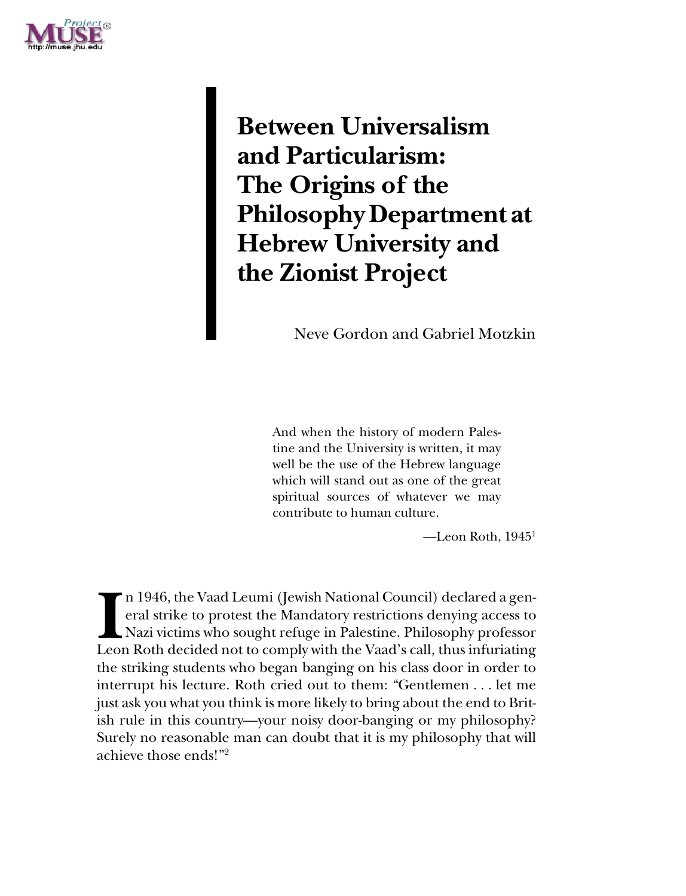# Between Universalism and Particularism: The Origins of the Philosophy Department at Hebrew University and the Zionist Project

Neve Gordon and Gabriel Motzkin

> And when the history of modern Palestine and the University is written, it may well be the use of the Hebrew language which will stand out as one of the great spiritual sources of whatever we may contribute to human culture.
>
> —Leon Roth, 1945[1]

In 1946, the Vaad Leumi (Jewish National Council) declared a general strike to protest the Mandatory restrictions denying access to Nazi victims who sought refuge in Palestine. Philosophy professor Leon Roth decided not to comply with the Vaad's call, thus infuriating the striking students who began banging on his class door in order to interrupt his lecture. Roth cried out to them: "Gentlemen . . . let me just ask you what you think is more likely to bring about the end to British rule in this country—your noisy door-banging or my philosophy? Surely no reasonable man can doubt that it is my philosophy that will achieve those ends!"[2]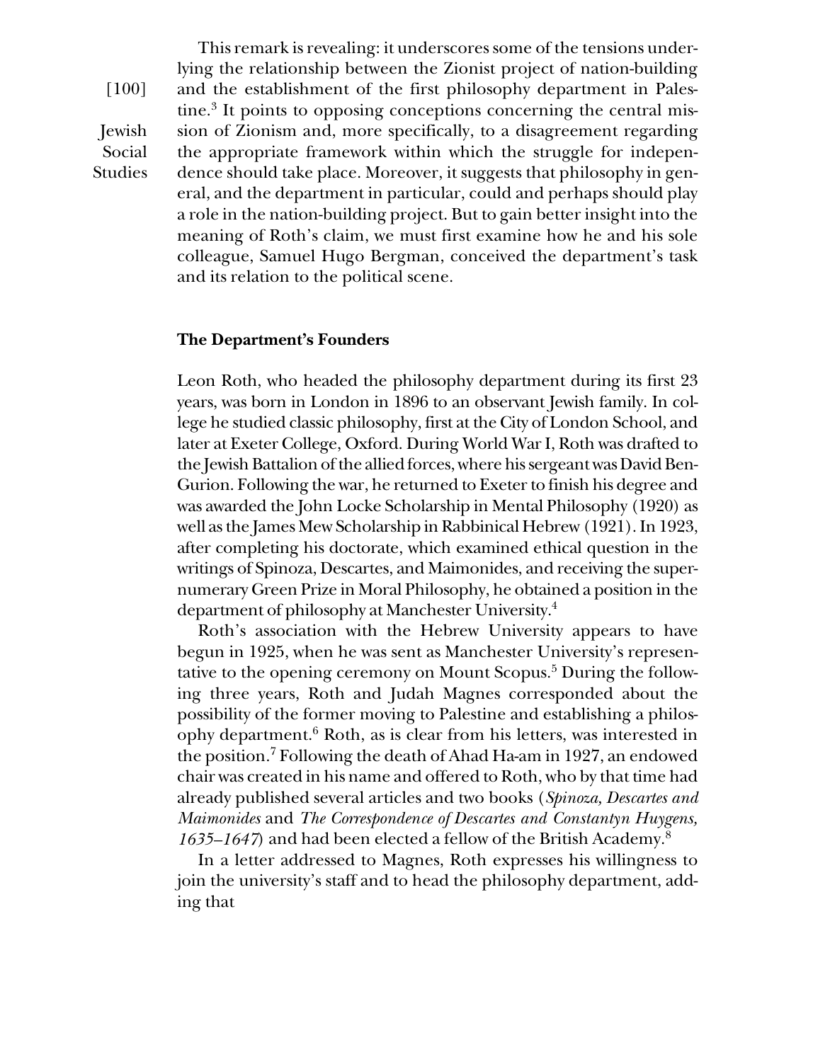This remark is revealing: it underscores some of the tensions underlying the relationship between the Zionist project of nation-building and the establishment of the first philosophy department in Palestine.[3] It points to opposing conceptions concerning the central mission of Zionism and, more specifically, to a disagreement regarding the appropriate framework within which the struggle for independence should take place. Moreover, it suggests that philosophy in general, and the department in particular, could and perhaps should play a role in the nation-building project. But to gain better insight into the meaning of Roth's claim, we must first examine how he and his sole colleague, Samuel Hugo Bergman, conceived the department's task and its relation to the political scene.

### The Department's Founders

Leon Roth, who headed the philosophy department during its first 23 years, was born in London in 1896 to an observant Jewish family. In college he studied classic philosophy, first at the City of London School, and later at Exeter College, Oxford. During World War I, Roth was drafted to the Jewish Battalion of the allied forces, where his sergeant was David Ben-Gurion. Following the war, he returned to Exeter to finish his degree and was awarded the John Locke Scholarship in Mental Philosophy (1920) as well as the James Mew Scholarship in Rabbinical Hebrew (1921). In 1923, after completing his doctorate, which examined ethical question in the writings of Spinoza, Descartes, and Maimonides, and receiving the supernumerary Green Prize in Moral Philosophy, he obtained a position in the department of philosophy at Manchester University.[4]

Roth's association with the Hebrew University appears to have begun in 1925, when he was sent as Manchester University's representative to the opening ceremony on Mount Scopus.[5] During the following three years, Roth and Judah Magnes corresponded about the possibility of the former moving to Palestine and establishing a philosophy department.[6] Roth, as is clear from his letters, was interested in the position.[7] Following the death of Ahad Ha-am in 1927, an endowed chair was created in his name and offered to Roth, who by that time had already published several articles and two books (*Spinoza, Descartes and Maimonides* and *The Correspondence of Descartes and Constantyn Huygens, 1635–1647*) and had been elected a fellow of the British Academy.[8]

In a letter addressed to Magnes, Roth expresses his willingness to join the university's staff and to head the philosophy department, adding that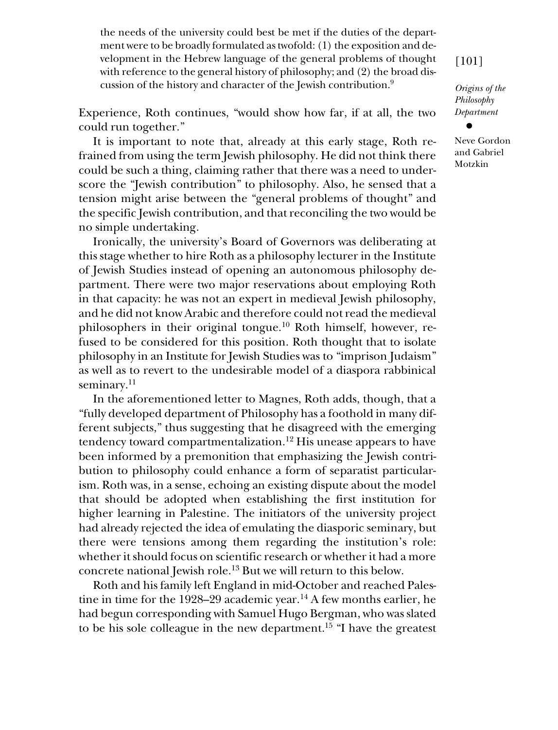> the needs of the university could best be met if the duties of the department were to be broadly formulated as twofold: (1) the exposition and development in the Hebrew language of the general problems of thought with reference to the general history of philosophy; and (2) the broad discussion of the history and character of the Jewish contribution.[9]

Experience, Roth continues, "would show how far, if at all, the two could run together."

It is important to note that, already at this early stage, Roth refrained from using the term Jewish philosophy. He did not think there could be such a thing, claiming rather that there was a need to underscore the "Jewish contribution" to philosophy. Also, he sensed that a tension might arise between the "general problems of thought" and the specific Jewish contribution, and that reconciling the two would be no simple undertaking.

Ironically, the university's Board of Governors was deliberating at this stage whether to hire Roth as a philosophy lecturer in the Institute of Jewish Studies instead of opening an autonomous philosophy department. There were two major reservations about employing Roth in that capacity: he was not an expert in medieval Jewish philosophy, and he did not know Arabic and therefore could not read the medieval philosophers in their original tongue.[10] Roth himself, however, refused to be considered for this position. Roth thought that to isolate philosophy in an Institute for Jewish Studies was to "imprison Judaism" as well as to revert to the undesirable model of a diaspora rabbinical seminary.[11]

In the aforementioned letter to Magnes, Roth adds, though, that a "fully developed department of Philosophy has a foothold in many different subjects," thus suggesting that he disagreed with the emerging tendency toward compartmentalization.[12] His unease appears to have been informed by a premonition that emphasizing the Jewish contribution to philosophy could enhance a form of separatist particularism. Roth was, in a sense, echoing an existing dispute about the model that should be adopted when establishing the first institution for higher learning in Palestine. The initiators of the university project had already rejected the idea of emulating the diasporic seminary, but there were tensions among them regarding the institution's role: whether it should focus on scientific research or whether it had a more concrete national Jewish role.[13] But we will return to this below.

Roth and his family left England in mid-October and reached Palestine in time for the 1928–29 academic year.[14] A few months earlier, he had begun corresponding with Samuel Hugo Bergman, who was slated to be his sole colleague in the new department.[15] "I have the greatest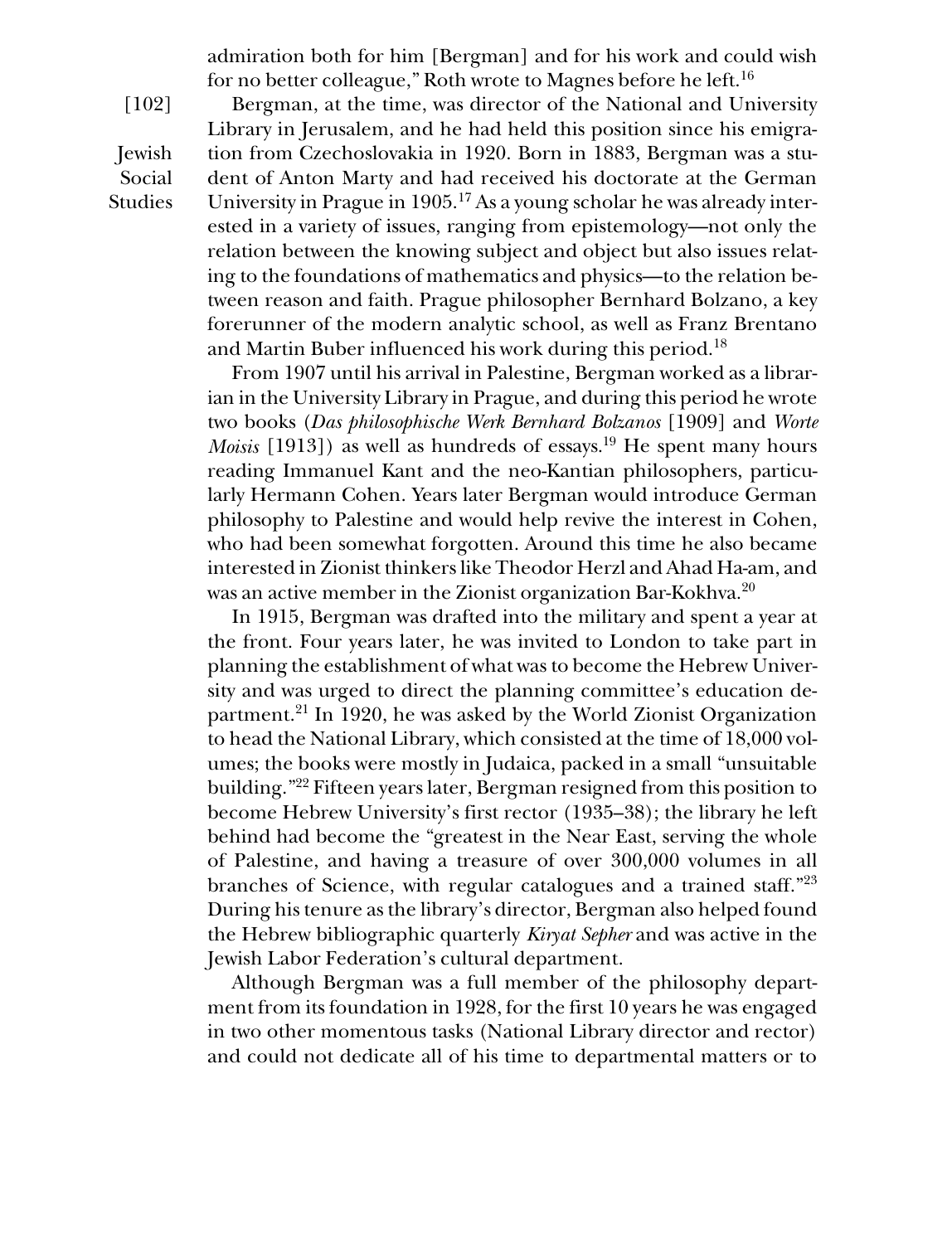admiration both for him [Bergman] and for his work and could wish for no better colleague," Roth wrote to Magnes before he left.[16]

Bergman, at the time, was director of the National and University Library in Jerusalem, and he had held this position since his emigration from Czechoslovakia in 1920. Born in 1883, Bergman was a student of Anton Marty and had received his doctorate at the German University in Prague in 1905.[17] As a young scholar he was already interested in a variety of issues, ranging from epistemology—not only the relation between the knowing subject and object but also issues relating to the foundations of mathematics and physics—to the relation between reason and faith. Prague philosopher Bernhard Bolzano, a key forerunner of the modern analytic school, as well as Franz Brentano and Martin Buber influenced his work during this period.[18]

From 1907 until his arrival in Palestine, Bergman worked as a librarian in the University Library in Prague, and during this period he wrote two books (*Das philosophische Werk Bernhard Bolzanos* [1909] and *Worte Moisis* [1913]) as well as hundreds of essays.[19] He spent many hours reading Immanuel Kant and the neo-Kantian philosophers, particularly Hermann Cohen. Years later Bergman would introduce German philosophy to Palestine and would help revive the interest in Cohen, who had been somewhat forgotten. Around this time he also became interested in Zionist thinkers like Theodor Herzl and Ahad Ha-am, and was an active member in the Zionist organization Bar-Kokhva.[20]

In 1915, Bergman was drafted into the military and spent a year at the front. Four years later, he was invited to London to take part in planning the establishment of what was to become the Hebrew University and was urged to direct the planning committee's education department.[21] In 1920, he was asked by the World Zionist Organization to head the National Library, which consisted at the time of 18,000 volumes; the books were mostly in Judaica, packed in a small "unsuitable building."[22] Fifteen years later, Bergman resigned from this position to become Hebrew University's first rector (1935–38); the library he left behind had become the "greatest in the Near East, serving the whole of Palestine, and having a treasure of over 300,000 volumes in all branches of Science, with regular catalogues and a trained staff."[23] During his tenure as the library's director, Bergman also helped found the Hebrew bibliographic quarterly *Kiryat Sepher* and was active in the Jewish Labor Federation's cultural department.

Although Bergman was a full member of the philosophy department from its foundation in 1928, for the first 10 years he was engaged in two other momentous tasks (National Library director and rector) and could not dedicate all of his time to departmental matters or to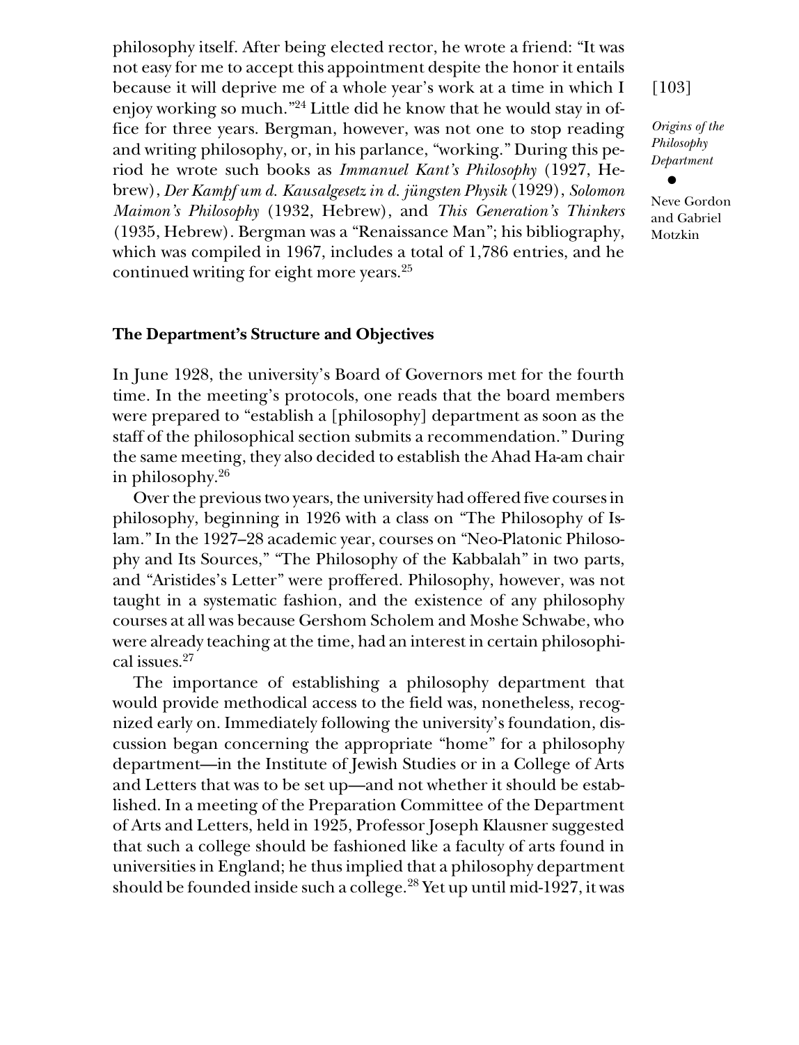philosophy itself. After being elected rector, he wrote a friend: "It was not easy for me to accept this appointment despite the honor it entails because it will deprive me of a whole year's work at a time in which I enjoy working so much."[24] Little did he know that he would stay in office for three years. Bergman, however, was not one to stop reading and writing philosophy, or, in his parlance, "working." During this period he wrote such books as *Immanuel Kant's Philosophy* (1927, Hebrew), *Der Kampf um d. Kausalgesetz in d. jüngsten Physik* (1929), *Solomon Maimon's Philosophy* (1932, Hebrew), and *This Generation's Thinkers* (1935, Hebrew). Bergman was a "Renaissance Man"; his bibliography, which was compiled in 1967, includes a total of 1,786 entries, and he continued writing for eight more years.[25]

### The Department's Structure and Objectives

In June 1928, the university's Board of Governors met for the fourth time. In the meeting's protocols, one reads that the board members were prepared to "establish a [philosophy] department as soon as the staff of the philosophical section submits a recommendation." During the same meeting, they also decided to establish the Ahad Ha-am chair in philosophy.[26]

Over the previous two years, the university had offered five courses in philosophy, beginning in 1926 with a class on "The Philosophy of Islam." In the 1927–28 academic year, courses on "Neo-Platonic Philosophy and Its Sources," "The Philosophy of the Kabbalah" in two parts, and "Aristides's Letter" were proffered. Philosophy, however, was not taught in a systematic fashion, and the existence of any philosophy courses at all was because Gershom Scholem and Moshe Schwabe, who were already teaching at the time, had an interest in certain philosophical issues.[27]

The importance of establishing a philosophy department that would provide methodical access to the field was, nonetheless, recognized early on. Immediately following the university's foundation, discussion began concerning the appropriate "home" for a philosophy department—in the Institute of Jewish Studies or in a College of Arts and Letters that was to be set up—and not whether it should be established. In a meeting of the Preparation Committee of the Department of Arts and Letters, held in 1925, Professor Joseph Klausner suggested that such a college should be fashioned like a faculty of arts found in universities in England; he thus implied that a philosophy department should be founded inside such a college.[28] Yet up until mid-1927, it was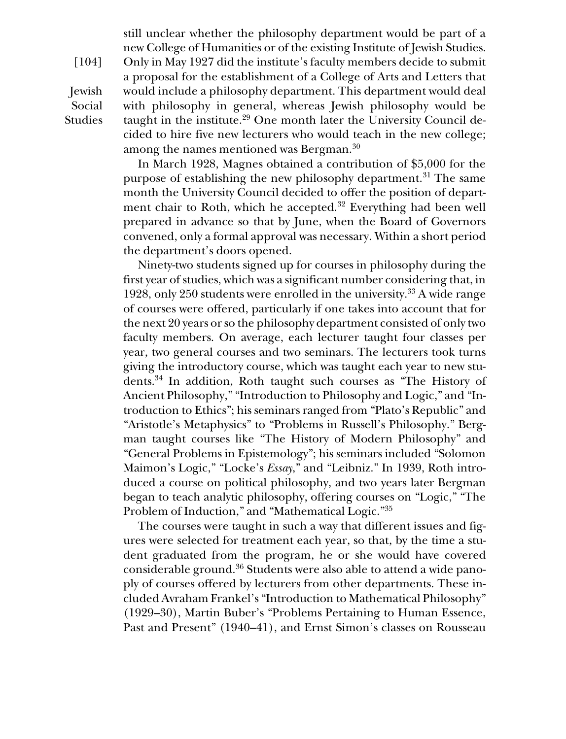still unclear whether the philosophy department would be part of a new College of Humanities or of the existing Institute of Jewish Studies. Only in May 1927 did the institute's faculty members decide to submit a proposal for the establishment of a College of Arts and Letters that would include a philosophy department. This department would deal with philosophy in general, whereas Jewish philosophy would be taught in the institute.[29] One month later the University Council decided to hire five new lecturers who would teach in the new college; among the names mentioned was Bergman.[30]

In March 1928, Magnes obtained a contribution of $5,000 for the purpose of establishing the new philosophy department.[31] The same month the University Council decided to offer the position of department chair to Roth, which he accepted.[32] Everything had been well prepared in advance so that by June, when the Board of Governors convened, only a formal approval was necessary. Within a short period the department's doors opened.

Ninety-two students signed up for courses in philosophy during the first year of studies, which was a significant number considering that, in 1928, only 250 students were enrolled in the university.[33] A wide range of courses were offered, particularly if one takes into account that for the next 20 years or so the philosophy department consisted of only two faculty members. On average, each lecturer taught four classes per year, two general courses and two seminars. The lecturers took turns giving the introductory course, which was taught each year to new students.[34] In addition, Roth taught such courses as "The History of Ancient Philosophy," "Introduction to Philosophy and Logic," and "Introduction to Ethics"; his seminars ranged from "Plato's Republic" and "Aristotle's Metaphysics" to "Problems in Russell's Philosophy." Bergman taught courses like "The History of Modern Philosophy" and "General Problems in Epistemology"; his seminars included "Solomon Maimon's Logic," "Locke's *Essay*," and "Leibniz." In 1939, Roth introduced a course on political philosophy, and two years later Bergman began to teach analytic philosophy, offering courses on "Logic," "The Problem of Induction," and "Mathematical Logic."[35]

The courses were taught in such a way that different issues and figures were selected for treatment each year, so that, by the time a student graduated from the program, he or she would have covered considerable ground.[36] Students were also able to attend a wide panoply of courses offered by lecturers from other departments. These included Avraham Frankel's "Introduction to Mathematical Philosophy" (1929–30), Martin Buber's "Problems Pertaining to Human Essence, Past and Present" (1940–41), and Ernst Simon's classes on Rousseau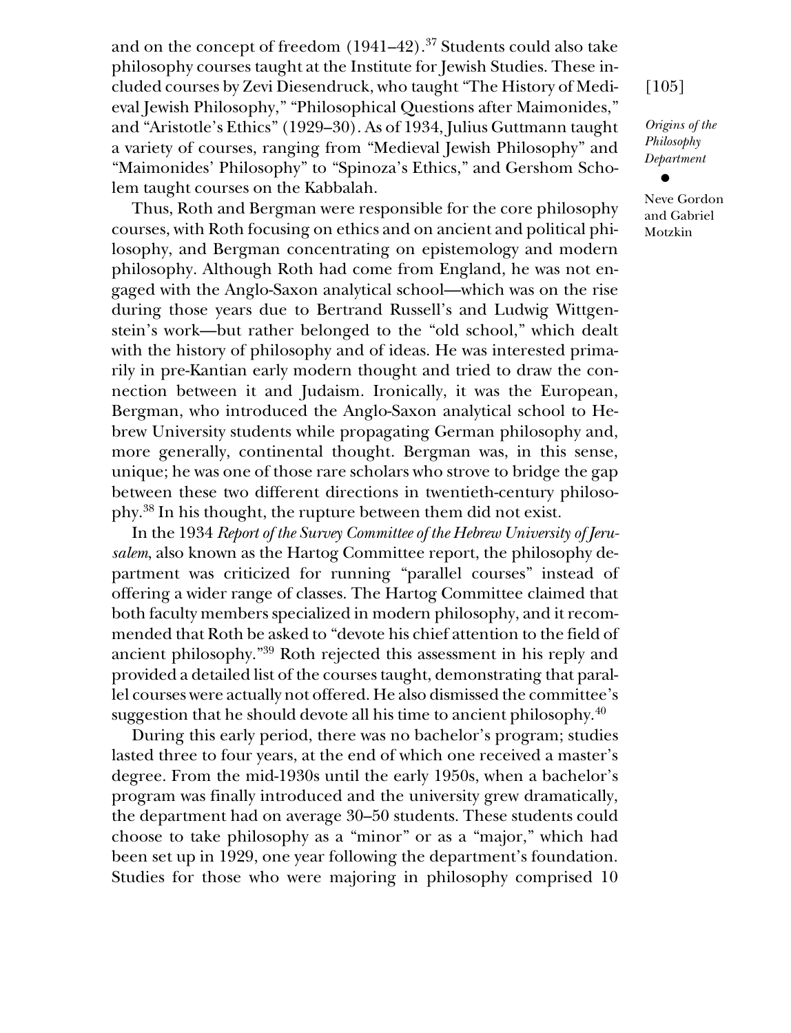and on the concept of freedom (1941–42).[37] Students could also take philosophy courses taught at the Institute for Jewish Studies. These included courses by Zevi Diesendruck, who taught "The History of Medieval Jewish Philosophy," "Philosophical Questions after Maimonides," and "Aristotle's Ethics" (1929–30). As of 1934, Julius Guttmann taught a variety of courses, ranging from "Medieval Jewish Philosophy" and "Maimonides' Philosophy" to "Spinoza's Ethics," and Gershom Scholem taught courses on the Kabbalah.

Thus, Roth and Bergman were responsible for the core philosophy courses, with Roth focusing on ethics and on ancient and political philosophy, and Bergman concentrating on epistemology and modern philosophy. Although Roth had come from England, he was not engaged with the Anglo-Saxon analytical school—which was on the rise during those years due to Bertrand Russell's and Ludwig Wittgenstein's work—but rather belonged to the "old school," which dealt with the history of philosophy and of ideas. He was interested primarily in pre-Kantian early modern thought and tried to draw the connection between it and Judaism. Ironically, it was the European, Bergman, who introduced the Anglo-Saxon analytical school to Hebrew University students while propagating German philosophy and, more generally, continental thought. Bergman was, in this sense, unique; he was one of those rare scholars who strove to bridge the gap between these two different directions in twentieth-century philosophy.[38] In his thought, the rupture between them did not exist.

In the 1934 *Report of the Survey Committee of the Hebrew University of Jerusalem*, also known as the Hartog Committee report, the philosophy department was criticized for running "parallel courses" instead of offering a wider range of classes. The Hartog Committee claimed that both faculty members specialized in modern philosophy, and it recommended that Roth be asked to "devote his chief attention to the field of ancient philosophy."[39] Roth rejected this assessment in his reply and provided a detailed list of the courses taught, demonstrating that parallel courses were actually not offered. He also dismissed the committee's suggestion that he should devote all his time to ancient philosophy.[40]

During this early period, there was no bachelor's program; studies lasted three to four years, at the end of which one received a master's degree. From the mid-1930s until the early 1950s, when a bachelor's program was finally introduced and the university grew dramatically, the department had on average 30–50 students. These students could choose to take philosophy as a "minor" or as a "major," which had been set up in 1929, one year following the department's foundation. Studies for those who were majoring in philosophy comprised 10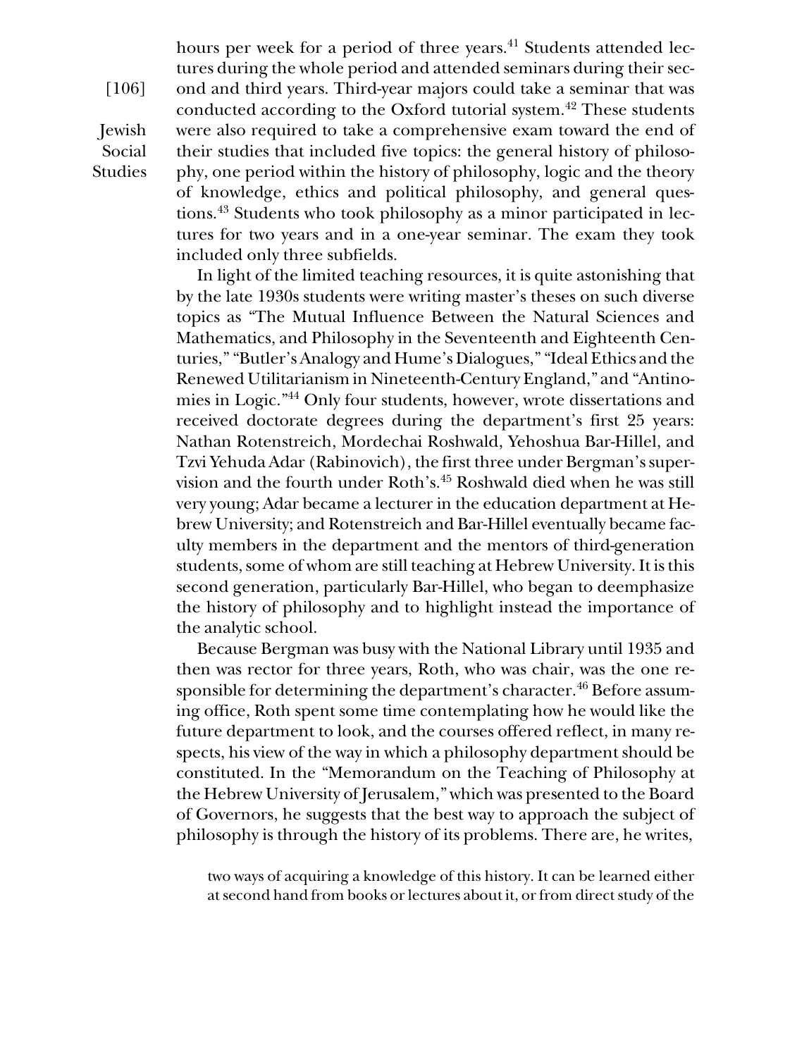hours per week for a period of three years.[41] Students attended lectures during the whole period and attended seminars during their second and third years. Third-year majors could take a seminar that was conducted according to the Oxford tutorial system.[42] These students were also required to take a comprehensive exam toward the end of their studies that included five topics: the general history of philosophy, one period within the history of philosophy, logic and the theory of knowledge, ethics and political philosophy, and general questions.[43] Students who took philosophy as a minor participated in lectures for two years and in a one-year seminar. The exam they took included only three subfields.

In light of the limited teaching resources, it is quite astonishing that by the late 1930s students were writing master's theses on such diverse topics as "The Mutual Influence Between the Natural Sciences and Mathematics, and Philosophy in the Seventeenth and Eighteenth Centuries," "Butler's Analogy and Hume's Dialogues," "Ideal Ethics and the Renewed Utilitarianism in Nineteenth-Century England," and "Antinomies in Logic."[44] Only four students, however, wrote dissertations and received doctorate degrees during the department's first 25 years: Nathan Rotenstreich, Mordechai Roshwald, Yehoshua Bar-Hillel, and Tzvi Yehuda Adar (Rabinovich), the first three under Bergman's supervision and the fourth under Roth's.[45] Roshwald died when he was still very young; Adar became a lecturer in the education department at Hebrew University; and Rotenstreich and Bar-Hillel eventually became faculty members in the department and the mentors of third-generation students, some of whom are still teaching at Hebrew University. It is this second generation, particularly Bar-Hillel, who began to deemphasize the history of philosophy and to highlight instead the importance of the analytic school.

Because Bergman was busy with the National Library until 1935 and then was rector for three years, Roth, who was chair, was the one responsible for determining the department's character.[46] Before assuming office, Roth spent some time contemplating how he would like the future department to look, and the courses offered reflect, in many respects, his view of the way in which a philosophy department should be constituted. In the "Memorandum on the Teaching of Philosophy at the Hebrew University of Jerusalem," which was presented to the Board of Governors, he suggests that the best way to approach the subject of philosophy is through the history of its problems. There are, he writes,

> two ways of acquiring a knowledge of this history. It can be learned either at second hand from books or lectures about it, or from direct study of the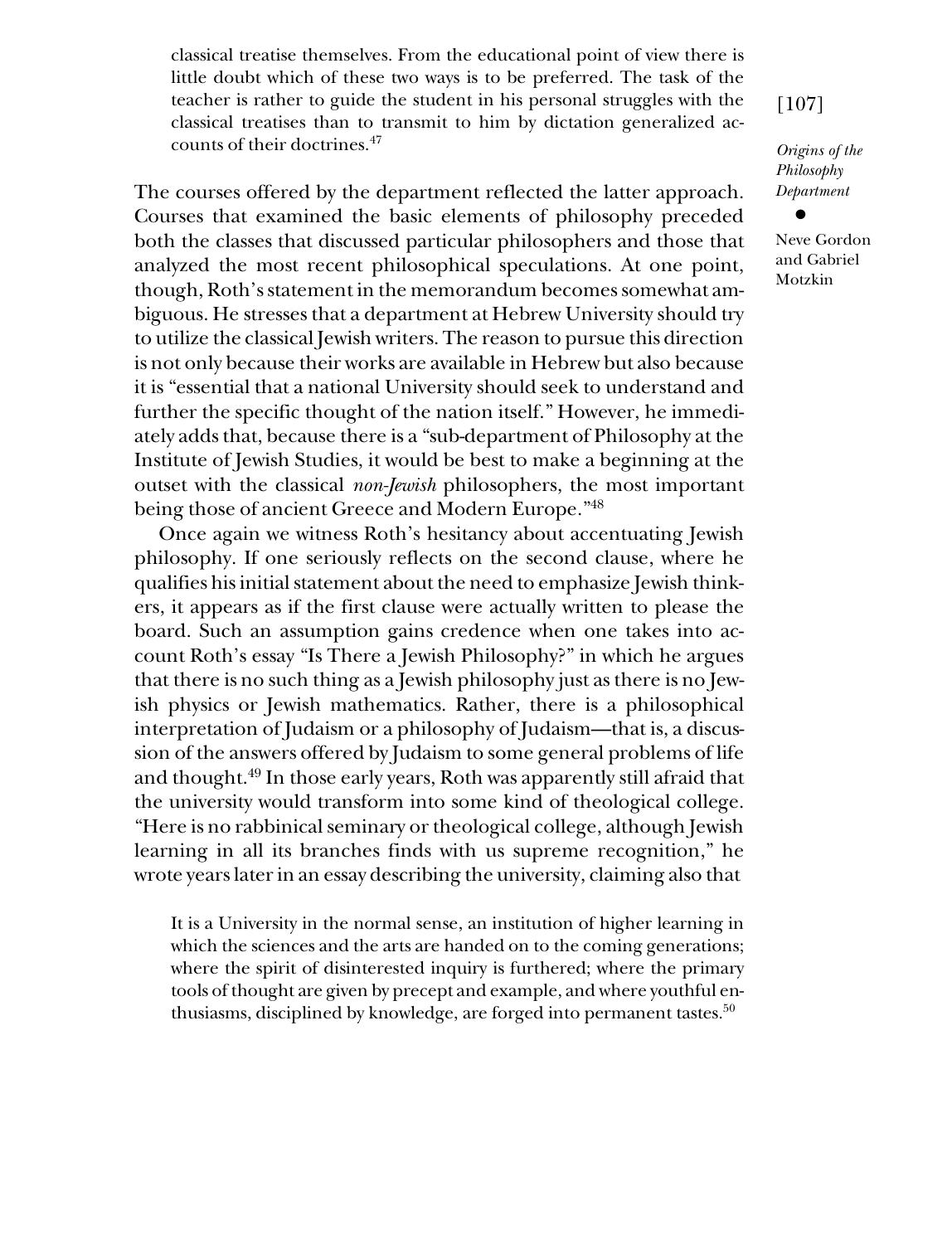> classical treatise themselves. From the educational point of view there is little doubt which of these two ways is to be preferred. The task of the teacher is rather to guide the student in his personal struggles with the classical treatises than to transmit to him by dictation generalized accounts of their doctrines.[47]

The courses offered by the department reflected the latter approach. Courses that examined the basic elements of philosophy preceded both the classes that discussed particular philosophers and those that analyzed the most recent philosophical speculations. At one point, though, Roth's statement in the memorandum becomes somewhat ambiguous. He stresses that a department at Hebrew University should try to utilize the classical Jewish writers. The reason to pursue this direction is not only because their works are available in Hebrew but also because it is "essential that a national University should seek to understand and further the specific thought of the nation itself." However, he immediately adds that, because there is a "sub-department of Philosophy at the Institute of Jewish Studies, it would be best to make a beginning at the outset with the classical *non-Jewish* philosophers, the most important being those of ancient Greece and Modern Europe."[48]

Once again we witness Roth's hesitancy about accentuating Jewish philosophy. If one seriously reflects on the second clause, where he qualifies his initial statement about the need to emphasize Jewish thinkers, it appears as if the first clause were actually written to please the board. Such an assumption gains credence when one takes into account Roth's essay "Is There a Jewish Philosophy?" in which he argues that there is no such thing as a Jewish philosophy just as there is no Jewish physics or Jewish mathematics. Rather, there is a philosophical interpretation of Judaism or a philosophy of Judaism—that is, a discussion of the answers offered by Judaism to some general problems of life and thought.[49] In those early years, Roth was apparently still afraid that the university would transform into some kind of theological college. "Here is no rabbinical seminary or theological college, although Jewish learning in all its branches finds with us supreme recognition," he wrote years later in an essay describing the university, claiming also that

> It is a University in the normal sense, an institution of higher learning in which the sciences and the arts are handed on to the coming generations; where the spirit of disinterested inquiry is furthered; where the primary tools of thought are given by precept and example, and where youthful enthusiasms, disciplined by knowledge, are forged into permanent tastes.[50]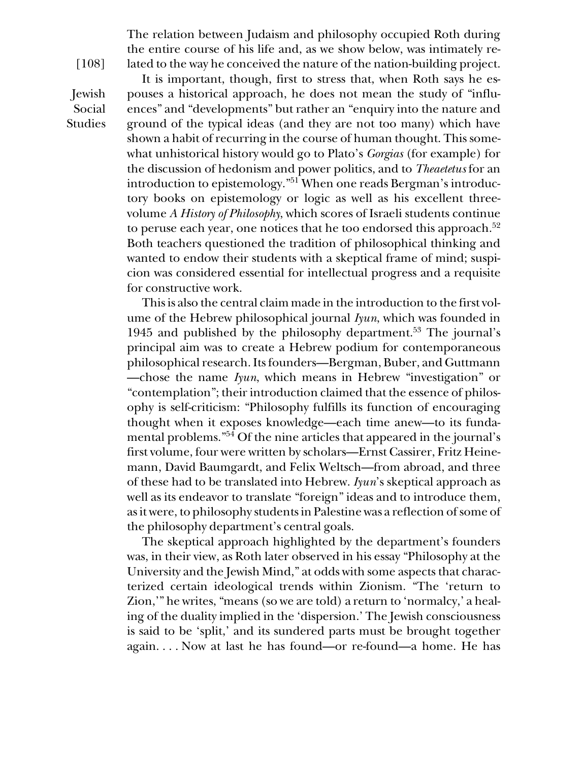The relation between Judaism and philosophy occupied Roth during the entire course of his life and, as we show below, was intimately related to the way he conceived the nature of the nation-building project.

It is important, though, first to stress that, when Roth says he espouses a historical approach, he does not mean the study of "influences" and "developments" but rather an "enquiry into the nature and ground of the typical ideas (and they are not too many) which have shown a habit of recurring in the course of human thought. This somewhat unhistorical history would go to Plato's *Gorgias* (for example) for the discussion of hedonism and power politics, and to *Theaetetus* for an introduction to epistemology."[51] When one reads Bergman's introductory books on epistemology or logic as well as his excellent three-volume *A History of Philosophy*, which scores of Israeli students continue to peruse each year, one notices that he too endorsed this approach.[52] Both teachers questioned the tradition of philosophical thinking and wanted to endow their students with a skeptical frame of mind; suspicion was considered essential for intellectual progress and a requisite for constructive work.

This is also the central claim made in the introduction to the first volume of the Hebrew philosophical journal *Iyun*, which was founded in 1945 and published by the philosophy department.[53] The journal's principal aim was to create a Hebrew podium for contemporaneous philosophical research. Its founders—Bergman, Buber, and Guttmann—chose the name *Iyun*, which means in Hebrew "investigation" or "contemplation"; their introduction claimed that the essence of philosophy is self-criticism: "Philosophy fulfills its function of encouraging thought when it exposes knowledge—each time anew—to its fundamental problems."[54] Of the nine articles that appeared in the journal's first volume, four were written by scholars—Ernst Cassirer, Fritz Heinemann, David Baumgardt, and Felix Weltsch—from abroad, and three of these had to be translated into Hebrew. *Iyun*'s skeptical approach as well as its endeavor to translate "foreign" ideas and to introduce them, as it were, to philosophy students in Palestine was a reflection of some of the philosophy department's central goals.

The skeptical approach highlighted by the department's founders was, in their view, as Roth later observed in his essay "Philosophy at the University and the Jewish Mind," at odds with some aspects that characterized certain ideological trends within Zionism. "The 'return to Zion,'" he writes, "means (so we are told) a return to 'normalcy,' a healing of the duality implied in the 'dispersion.' The Jewish consciousness is said to be 'split,' and its sundered parts must be brought together again. . . . Now at last he has found—or re-found—a home. He has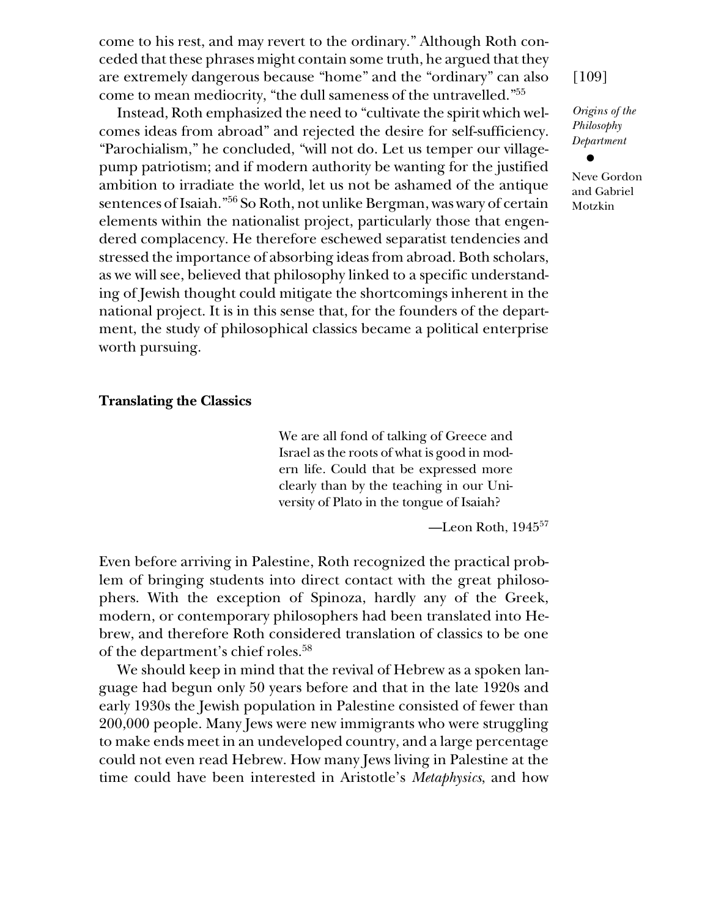come to his rest, and may revert to the ordinary." Although Roth conceded that these phrases might contain some truth, he argued that they are extremely dangerous because "home" and the "ordinary" can also come to mean mediocrity, "the dull sameness of the untravelled."[55]

Instead, Roth emphasized the need to "cultivate the spirit which welcomes ideas from abroad" and rejected the desire for self-sufficiency. "Parochialism," he concluded, "will not do. Let us temper our village-pump patriotism; and if modern authority be wanting for the justified ambition to irradiate the world, let us not be ashamed of the antique sentences of Isaiah."[56] So Roth, not unlike Bergman, was wary of certain elements within the nationalist project, particularly those that engendered complacency. He therefore eschewed separatist tendencies and stressed the importance of absorbing ideas from abroad. Both scholars, as we will see, believed that philosophy linked to a specific understanding of Jewish thought could mitigate the shortcomings inherent in the national project. It is in this sense that, for the founders of the department, the study of philosophical classics became a political enterprise worth pursuing.

## Translating the Classics

> We are all fond of talking of Greece and Israel as the roots of what is good in modern life. Could that be expressed more clearly than by the teaching in our University of Plato in the tongue of Isaiah?
>
> —Leon Roth, 1945[57]

Even before arriving in Palestine, Roth recognized the practical problem of bringing students into direct contact with the great philosophers. With the exception of Spinoza, hardly any of the Greek, modern, or contemporary philosophers had been translated into Hebrew, and therefore Roth considered translation of classics to be one of the department's chief roles.[58]

We should keep in mind that the revival of Hebrew as a spoken language had begun only 50 years before and that in the late 1920s and early 1930s the Jewish population in Palestine consisted of fewer than 200,000 people. Many Jews were new immigrants who were struggling to make ends meet in an undeveloped country, and a large percentage could not even read Hebrew. How many Jews living in Palestine at the time could have been interested in Aristotle's *Metaphysics*, and how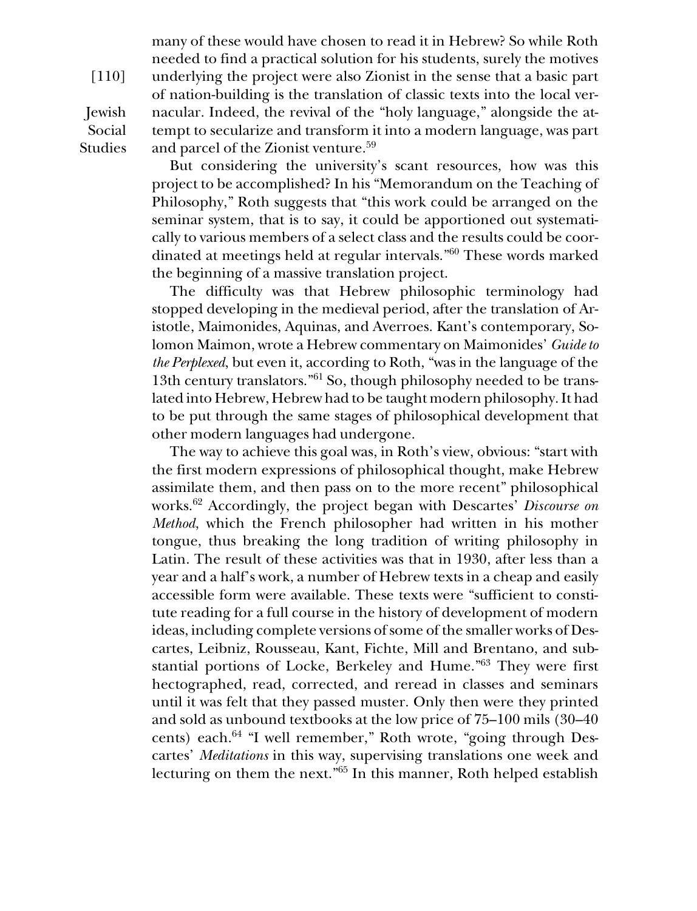many of these would have chosen to read it in Hebrew? So while Roth needed to find a practical solution for his students, surely the motives underlying the project were also Zionist in the sense that a basic part of nation-building is the translation of classic texts into the local vernacular. Indeed, the revival of the "holy language," alongside the attempt to secularize and transform it into a modern language, was part and parcel of the Zionist venture.[59]

But considering the university's scant resources, how was this project to be accomplished? In his "Memorandum on the Teaching of Philosophy," Roth suggests that "this work could be arranged on the seminar system, that is to say, it could be apportioned out systematically to various members of a select class and the results could be coordinated at meetings held at regular intervals."[60] These words marked the beginning of a massive translation project.

The difficulty was that Hebrew philosophic terminology had stopped developing in the medieval period, after the translation of Aristotle, Maimonides, Aquinas, and Averroes. Kant's contemporary, Solomon Maimon, wrote a Hebrew commentary on Maimonides' *Guide to the Perplexed*, but even it, according to Roth, "was in the language of the 13th century translators."[61] So, though philosophy needed to be translated into Hebrew, Hebrew had to be taught modern philosophy. It had to be put through the same stages of philosophical development that other modern languages had undergone.

The way to achieve this goal was, in Roth's view, obvious: "start with the first modern expressions of philosophical thought, make Hebrew assimilate them, and then pass on to the more recent" philosophical works.[62] Accordingly, the project began with Descartes' *Discourse on Method*, which the French philosopher had written in his mother tongue, thus breaking the long tradition of writing philosophy in Latin. The result of these activities was that in 1930, after less than a year and a half's work, a number of Hebrew texts in a cheap and easily accessible form were available. These texts were "sufficient to constitute reading for a full course in the history of development of modern ideas, including complete versions of some of the smaller works of Descartes, Leibniz, Rousseau, Kant, Fichte, Mill and Brentano, and substantial portions of Locke, Berkeley and Hume."[63] They were first hectographed, read, corrected, and reread in classes and seminars until it was felt that they passed muster. Only then were they printed and sold as unbound textbooks at the low price of 75–100 mils (30–40 cents) each.[64] "I well remember," Roth wrote, "going through Descartes' *Meditations* in this way, supervising translations one week and lecturing on them the next."[65] In this manner, Roth helped establish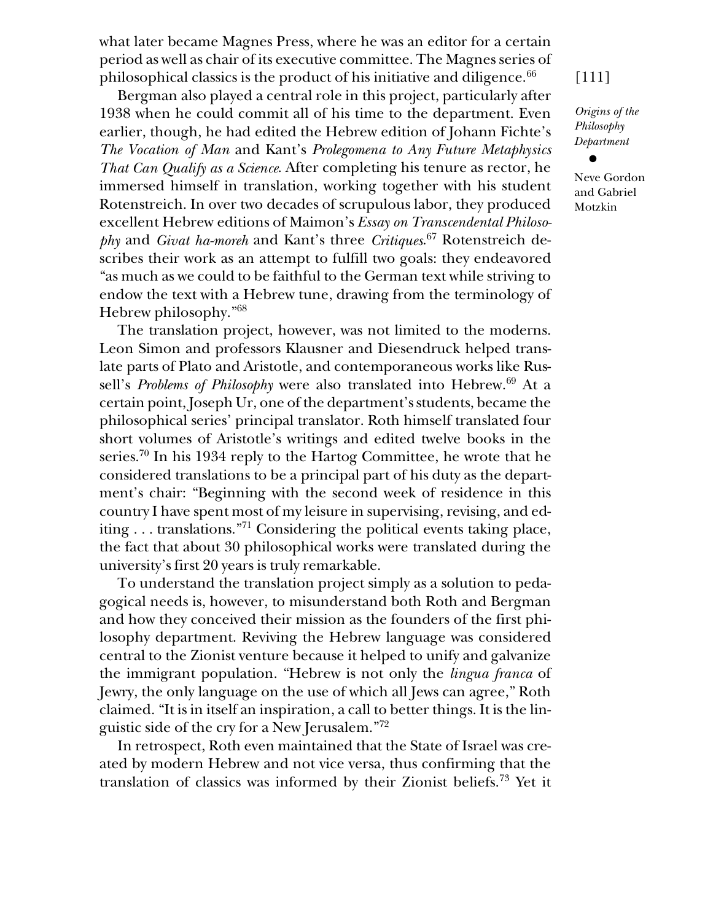what later became Magnes Press, where he was an editor for a certain period as well as chair of its executive committee. The Magnes series of philosophical classics is the product of his initiative and diligence.[66]

Bergman also played a central role in this project, particularly after 1938 when he could commit all of his time to the department. Even earlier, though, he had edited the Hebrew edition of Johann Fichte's *The Vocation of Man* and Kant's *Prolegomena to Any Future Metaphysics That Can Qualify as a Science*. After completing his tenure as rector, he immersed himself in translation, working together with his student Rotenstreich. In over two decades of scrupulous labor, they produced excellent Hebrew editions of Maimon's *Essay on Transcendental Philosophy* and *Givat ha-moreh* and Kant's three *Critiques*.[67] Rotenstreich describes their work as an attempt to fulfill two goals: they endeavored "as much as we could to be faithful to the German text while striving to endow the text with a Hebrew tune, drawing from the terminology of Hebrew philosophy."[68]

The translation project, however, was not limited to the moderns. Leon Simon and professors Klausner and Diesendruck helped translate parts of Plato and Aristotle, and contemporaneous works like Russell's *Problems of Philosophy* were also translated into Hebrew.[69] At a certain point, Joseph Ur, one of the department's students, became the philosophical series' principal translator. Roth himself translated four short volumes of Aristotle's writings and edited twelve books in the series.[70] In his 1934 reply to the Hartog Committee, he wrote that he considered translations to be a principal part of his duty as the department's chair: "Beginning with the second week of residence in this country I have spent most of my leisure in supervising, revising, and editing . . . translations."[71] Considering the political events taking place, the fact that about 30 philosophical works were translated during the university's first 20 years is truly remarkable.

To understand the translation project simply as a solution to pedagogical needs is, however, to misunderstand both Roth and Bergman and how they conceived their mission as the founders of the first philosophy department. Reviving the Hebrew language was considered central to the Zionist venture because it helped to unify and galvanize the immigrant population. "Hebrew is not only the *lingua franca* of Jewry, the only language on the use of which all Jews can agree," Roth claimed. "It is in itself an inspiration, a call to better things. It is the linguistic side of the cry for a New Jerusalem."[72]

In retrospect, Roth even maintained that the State of Israel was created by modern Hebrew and not vice versa, thus confirming that the translation of classics was informed by their Zionist beliefs.[73] Yet it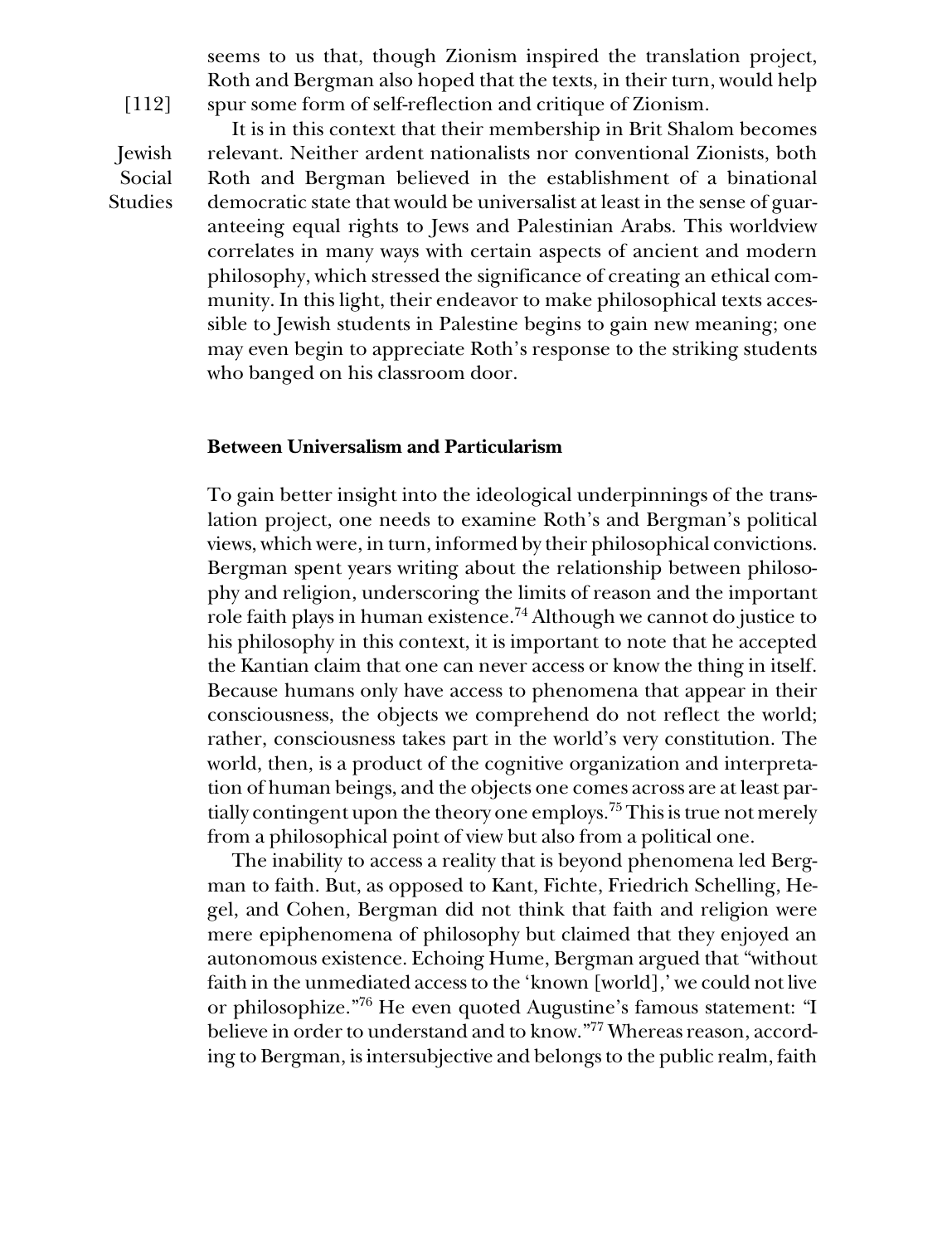seems to us that, though Zionism inspired the translation project, Roth and Bergman also hoped that the texts, in their turn, would help spur some form of self-reflection and critique of Zionism.

It is in this context that their membership in Brit Shalom becomes relevant. Neither ardent nationalists nor conventional Zionists, both Roth and Bergman believed in the establishment of a binational democratic state that would be universalist at least in the sense of guaranteeing equal rights to Jews and Palestinian Arabs. This worldview correlates in many ways with certain aspects of ancient and modern philosophy, which stressed the significance of creating an ethical community. In this light, their endeavor to make philosophical texts accessible to Jewish students in Palestine begins to gain new meaning; one may even begin to appreciate Roth's response to the striking students who banged on his classroom door.

### Between Universalism and Particularism

To gain better insight into the ideological underpinnings of the translation project, one needs to examine Roth's and Bergman's political views, which were, in turn, informed by their philosophical convictions. Bergman spent years writing about the relationship between philosophy and religion, underscoring the limits of reason and the important role faith plays in human existence.[74] Although we cannot do justice to his philosophy in this context, it is important to note that he accepted the Kantian claim that one can never access or know the thing in itself. Because humans only have access to phenomena that appear in their consciousness, the objects we comprehend do not reflect the world; rather, consciousness takes part in the world's very constitution. The world, then, is a product of the cognitive organization and interpretation of human beings, and the objects one comes across are at least partially contingent upon the theory one employs.[75] This is true not merely from a philosophical point of view but also from a political one.

The inability to access a reality that is beyond phenomena led Bergman to faith. But, as opposed to Kant, Fichte, Friedrich Schelling, Hegel, and Cohen, Bergman did not think that faith and religion were mere epiphenomena of philosophy but claimed that they enjoyed an autonomous existence. Echoing Hume, Bergman argued that "without faith in the unmediated access to the 'known [world],' we could not live or philosophize."[76] He even quoted Augustine's famous statement: "I believe in order to understand and to know."[77] Whereas reason, according to Bergman, is intersubjective and belongs to the public realm, faith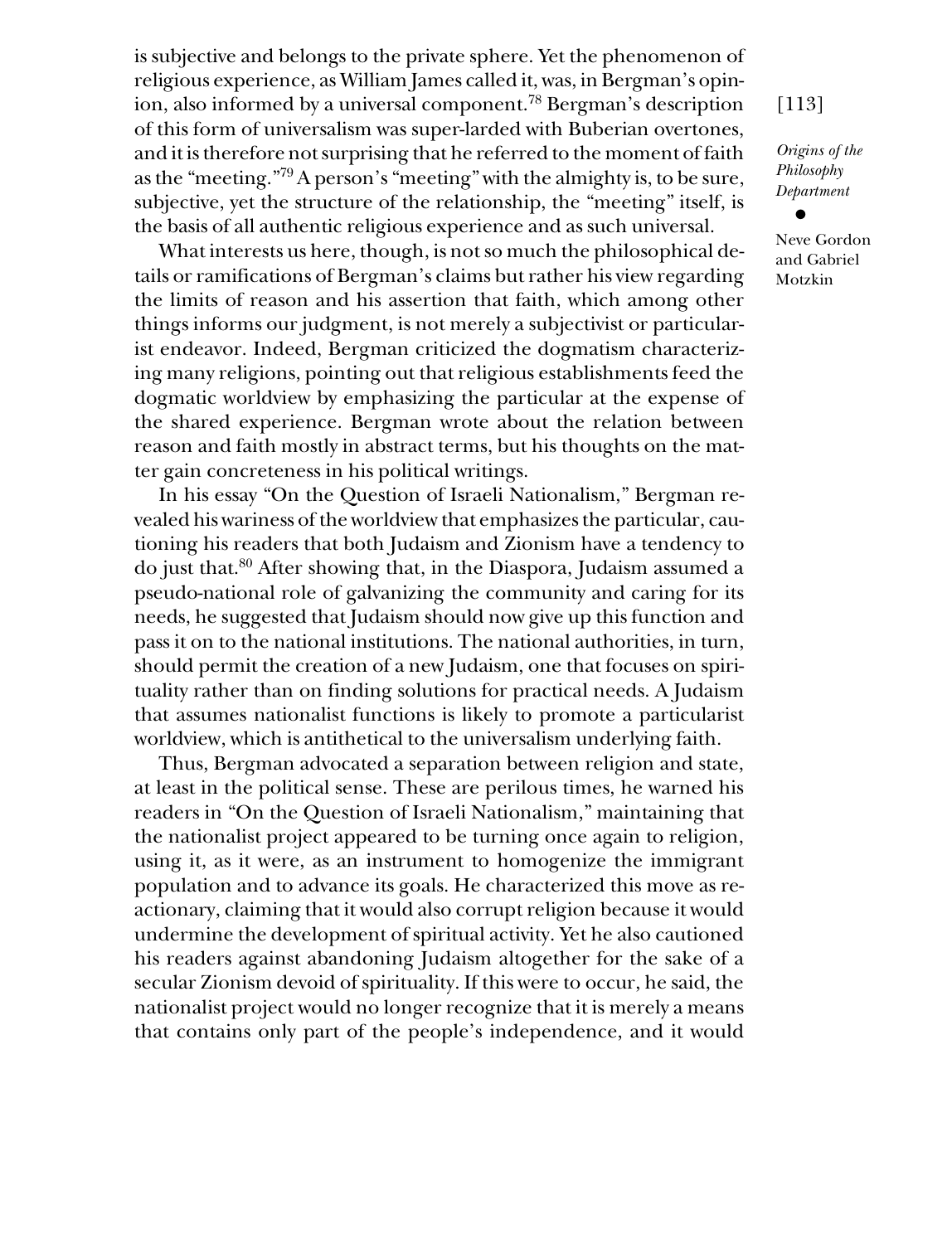is subjective and belongs to the private sphere. Yet the phenomenon of religious experience, as William James called it, was, in Bergman's opinion, also informed by a universal component.[78] Bergman's description of this form of universalism was super-larded with Buberian overtones, and it is therefore not surprising that he referred to the moment of faith as the "meeting."[79] A person's "meeting" with the almighty is, to be sure, subjective, yet the structure of the relationship, the "meeting" itself, is the basis of all authentic religious experience and as such universal.

What interests us here, though, is not so much the philosophical details or ramifications of Bergman's claims but rather his view regarding the limits of reason and his assertion that faith, which among other things informs our judgment, is not merely a subjectivist or particularist endeavor. Indeed, Bergman criticized the dogmatism characterizing many religions, pointing out that religious establishments feed the dogmatic worldview by emphasizing the particular at the expense of the shared experience. Bergman wrote about the relation between reason and faith mostly in abstract terms, but his thoughts on the matter gain concreteness in his political writings.

In his essay "On the Question of Israeli Nationalism," Bergman revealed his wariness of the worldview that emphasizes the particular, cautioning his readers that both Judaism and Zionism have a tendency to do just that.[80] After showing that, in the Diaspora, Judaism assumed a pseudo-national role of galvanizing the community and caring for its needs, he suggested that Judaism should now give up this function and pass it on to the national institutions. The national authorities, in turn, should permit the creation of a new Judaism, one that focuses on spirituality rather than on finding solutions for practical needs. A Judaism that assumes nationalist functions is likely to promote a particularist worldview, which is antithetical to the universalism underlying faith.

Thus, Bergman advocated a separation between religion and state, at least in the political sense. These are perilous times, he warned his readers in "On the Question of Israeli Nationalism," maintaining that the nationalist project appeared to be turning once again to religion, using it, as it were, as an instrument to homogenize the immigrant population and to advance its goals. He characterized this move as reactionary, claiming that it would also corrupt religion because it would undermine the development of spiritual activity. Yet he also cautioned his readers against abandoning Judaism altogether for the sake of a secular Zionism devoid of spirituality. If this were to occur, he said, the nationalist project would no longer recognize that it is merely a means that contains only part of the people's independence, and it would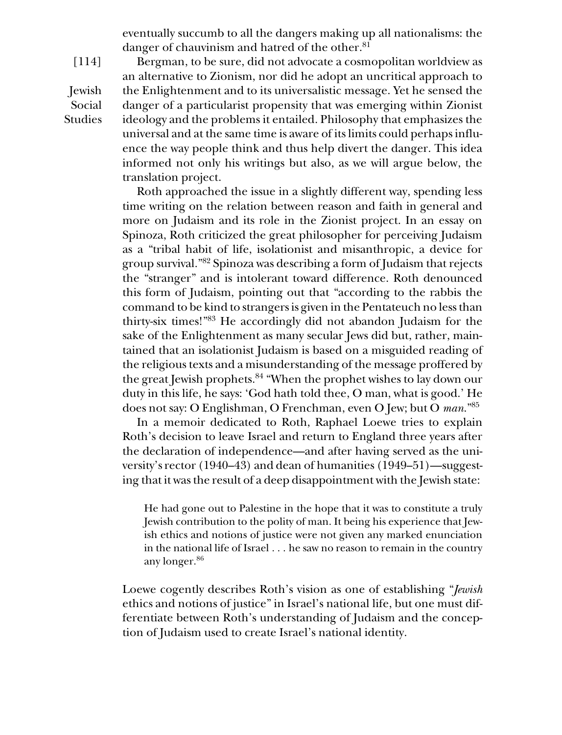eventually succumb to all the dangers making up all nationalisms: the danger of chauvinism and hatred of the other.[81]

Bergman, to be sure, did not advocate a cosmopolitan worldview as an alternative to Zionism, nor did he adopt an uncritical approach to the Enlightenment and to its universalistic message. Yet he sensed the danger of a particularist propensity that was emerging within Zionist ideology and the problems it entailed. Philosophy that emphasizes the universal and at the same time is aware of its limits could perhaps influence the way people think and thus help divert the danger. This idea informed not only his writings but also, as we will argue below, the translation project.

Roth approached the issue in a slightly different way, spending less time writing on the relation between reason and faith in general and more on Judaism and its role in the Zionist project. In an essay on Spinoza, Roth criticized the great philosopher for perceiving Judaism as a "tribal habit of life, isolationist and misanthropic, a device for group survival."[82] Spinoza was describing a form of Judaism that rejects the "stranger" and is intolerant toward difference. Roth denounced this form of Judaism, pointing out that "according to the rabbis the command to be kind to strangers is given in the Pentateuch no less than thirty-six times!"[83] He accordingly did not abandon Judaism for the sake of the Enlightenment as many secular Jews did but, rather, maintained that an isolationist Judaism is based on a misguided reading of the religious texts and a misunderstanding of the message proffered by the great Jewish prophets.[84] "When the prophet wishes to lay down our duty in this life, he says: 'God hath told thee, O man, what is good.' He does not say: O Englishman, O Frenchman, even O Jew; but O *man*."[85]

In a memoir dedicated to Roth, Raphael Loewe tries to explain Roth's decision to leave Israel and return to England three years after the declaration of independence—and after having served as the university's rector (1940–43) and dean of humanities (1949–51)—suggesting that it was the result of a deep disappointment with the Jewish state:

> He had gone out to Palestine in the hope that it was to constitute a truly Jewish contribution to the polity of man. It being his experience that Jewish ethics and notions of justice were not given any marked enunciation in the national life of Israel . . . he saw no reason to remain in the country any longer.[86]

Loewe cogently describes Roth's vision as one of establishing "*Jewish* ethics and notions of justice" in Israel's national life, but one must differentiate between Roth's understanding of Judaism and the conception of Judaism used to create Israel's national identity.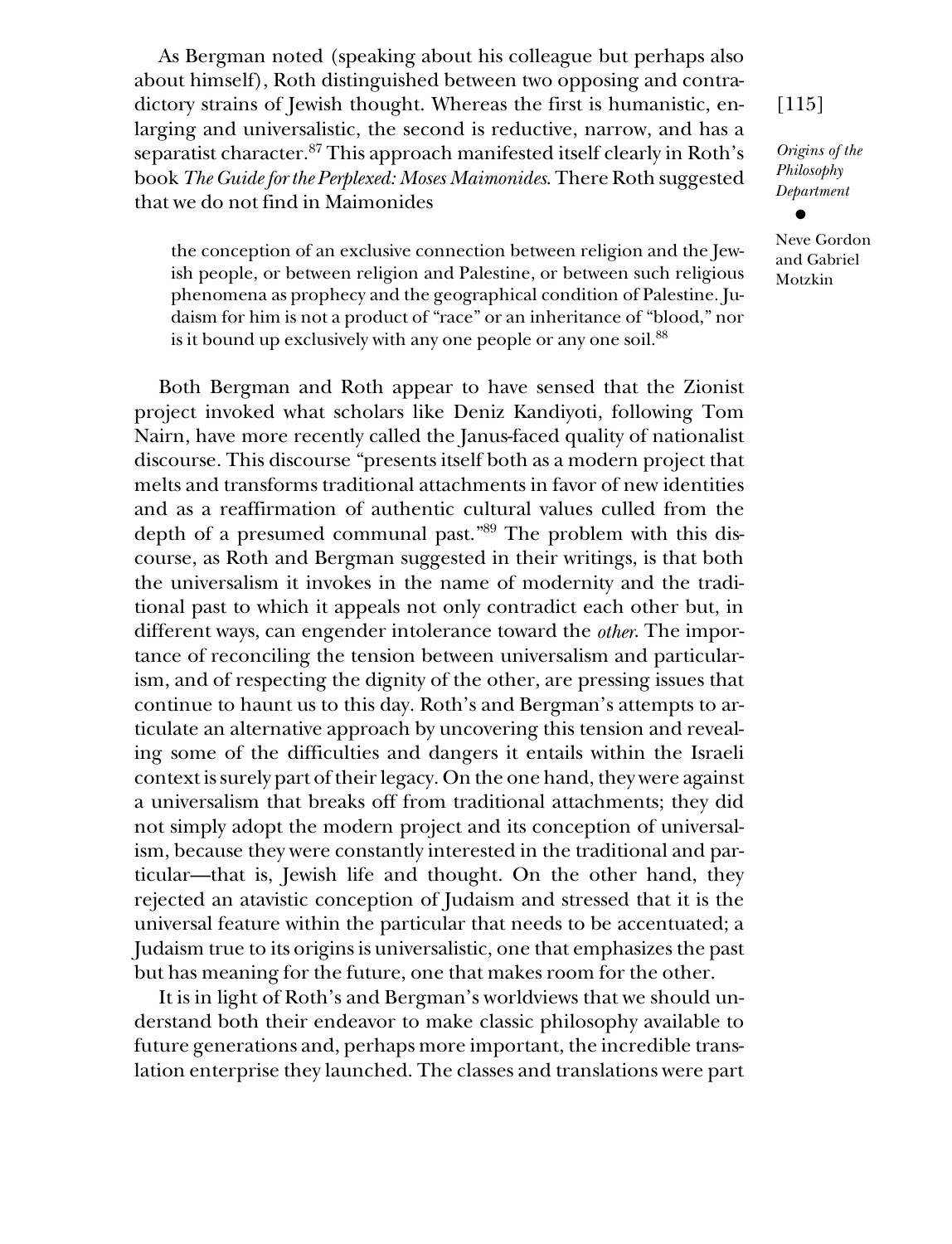As Bergman noted (speaking about his colleague but perhaps also about himself), Roth distinguished between two opposing and contradictory strains of Jewish thought. Whereas the first is humanistic, enlarging and universalistic, the second is reductive, narrow, and has a separatist character.[87] This approach manifested itself clearly in Roth's book *The Guide for the Perplexed: Moses Maimonides*. There Roth suggested that we do not find in Maimonides

> the conception of an exclusive connection between religion and the Jewish people, or between religion and Palestine, or between such religious phenomena as prophecy and the geographical condition of Palestine. Judaism for him is not a product of "race" or an inheritance of "blood," nor is it bound up exclusively with any one people or any one soil.[88]

Both Bergman and Roth appear to have sensed that the Zionist project invoked what scholars like Deniz Kandiyoti, following Tom Nairn, have more recently called the Janus-faced quality of nationalist discourse. This discourse "presents itself both as a modern project that melts and transforms traditional attachments in favor of new identities and as a reaffirmation of authentic cultural values culled from the depth of a presumed communal past."[89] The problem with this discourse, as Roth and Bergman suggested in their writings, is that both the universalism it invokes in the name of modernity and the traditional past to which it appeals not only contradict each other but, in different ways, can engender intolerance toward the *other*. The importance of reconciling the tension between universalism and particularism, and of respecting the dignity of the other, are pressing issues that continue to haunt us to this day. Roth's and Bergman's attempts to articulate an alternative approach by uncovering this tension and revealing some of the difficulties and dangers it entails within the Israeli context is surely part of their legacy. On the one hand, they were against a universalism that breaks off from traditional attachments; they did not simply adopt the modern project and its conception of universalism, because they were constantly interested in the traditional and particular—that is, Jewish life and thought. On the other hand, they rejected an atavistic conception of Judaism and stressed that it is the universal feature within the particular that needs to be accentuated; a Judaism true to its origins is universalistic, one that emphasizes the past but has meaning for the future, one that makes room for the other.

It is in light of Roth's and Bergman's worldviews that we should understand both their endeavor to make classic philosophy available to future generations and, perhaps more important, the incredible translation enterprise they launched. The classes and translations were part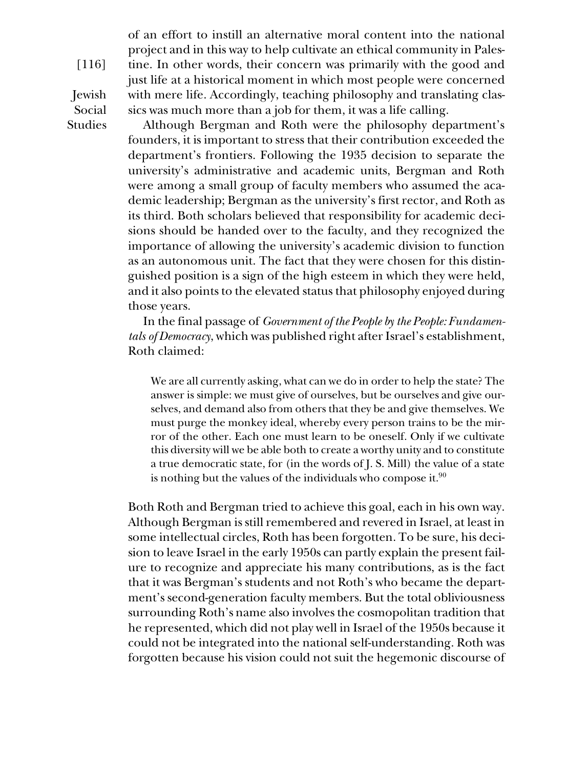of an effort to instill an alternative moral content into the national project and in this way to help cultivate an ethical community in Palestine. In other words, their concern was primarily with the good and just life at a historical moment in which most people were concerned with mere life. Accordingly, teaching philosophy and translating classics was much more than a job for them, it was a life calling.

Although Bergman and Roth were the philosophy department's founders, it is important to stress that their contribution exceeded the department's frontiers. Following the 1935 decision to separate the university's administrative and academic units, Bergman and Roth were among a small group of faculty members who assumed the academic leadership; Bergman as the university's first rector, and Roth as its third. Both scholars believed that responsibility for academic decisions should be handed over to the faculty, and they recognized the importance of allowing the university's academic division to function as an autonomous unit. The fact that they were chosen for this distinguished position is a sign of the high esteem in which they were held, and it also points to the elevated status that philosophy enjoyed during those years.

In the final passage of *Government of the People by the People: Fundamentals of Democracy*, which was published right after Israel's establishment, Roth claimed:

> We are all currently asking, what can we do in order to help the state? The answer is simple: we must give of ourselves, but be ourselves and give ourselves, and demand also from others that they be and give themselves. We must purge the monkey ideal, whereby every person trains to be the mirror of the other. Each one must learn to be oneself. Only if we cultivate this diversity will we be able both to create a worthy unity and to constitute a true democratic state, for (in the words of J. S. Mill) the value of a state is nothing but the values of the individuals who compose it.[90]

Both Roth and Bergman tried to achieve this goal, each in his own way. Although Bergman is still remembered and revered in Israel, at least in some intellectual circles, Roth has been forgotten. To be sure, his decision to leave Israel in the early 1950s can partly explain the present failure to recognize and appreciate his many contributions, as is the fact that it was Bergman's students and not Roth's who became the department's second-generation faculty members. But the total obliviousness surrounding Roth's name also involves the cosmopolitan tradition that he represented, which did not play well in Israel of the 1950s because it could not be integrated into the national self-understanding. Roth was forgotten because his vision could not suit the hegemonic discourse of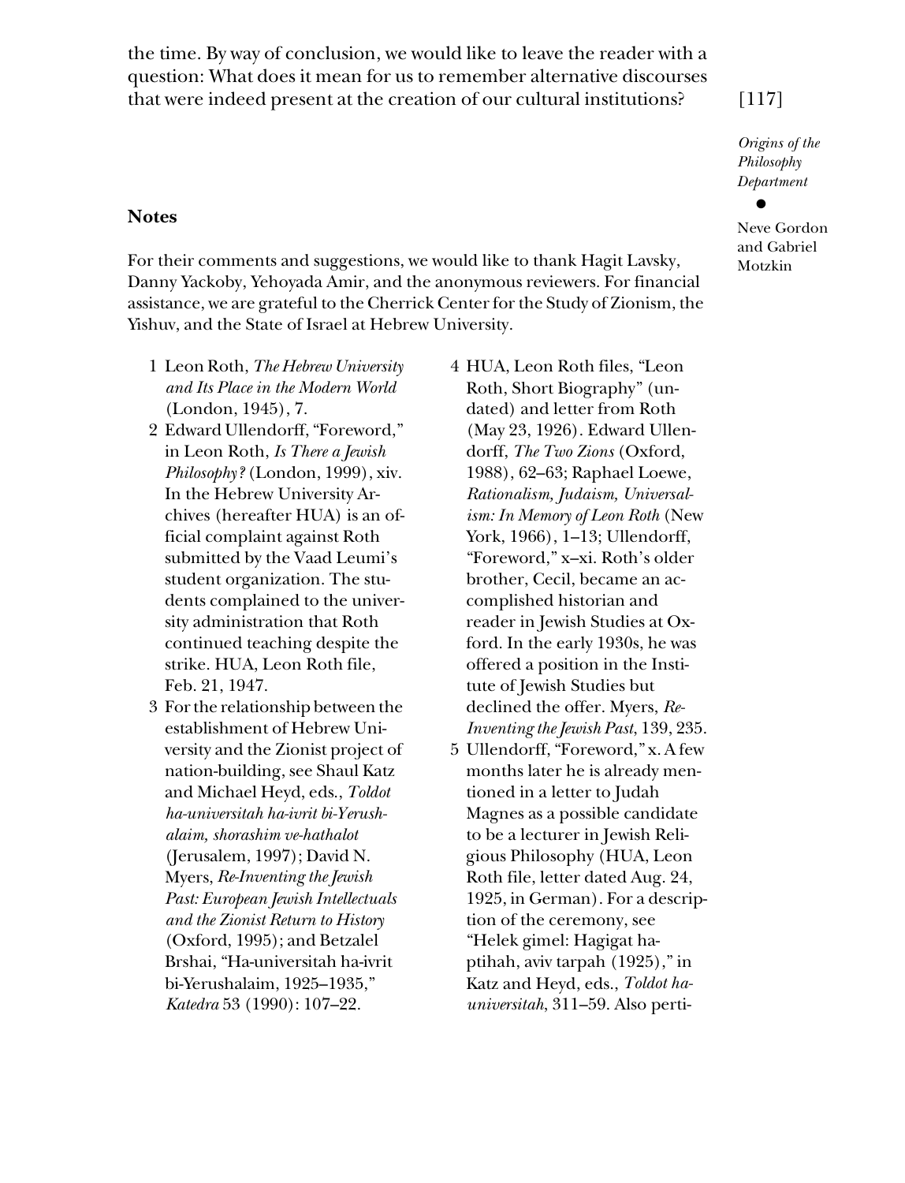the time. By way of conclusion, we would like to leave the reader with a question: What does it mean for us to remember alternative discourses that were indeed present at the creation of our cultural institutions?

## Notes

For their comments and suggestions, we would like to thank Hagit Lavsky, Danny Yackoby, Yehoyada Amir, and the anonymous reviewers. For financial assistance, we are grateful to the Cherrick Center for the Study of Zionism, the Yishuv, and the State of Israel at Hebrew University.

1 Leon Roth, *The Hebrew University and Its Place in the Modern World* (London, 1945), 7.

2 Edward Ullendorff, "Foreword," in Leon Roth, *Is There a Jewish Philosophy?* (London, 1999), xiv. In the Hebrew University Archives (hereafter HUA) is an official complaint against Roth submitted by the Vaad Leumi's student organization. The students complained to the university administration that Roth continued teaching despite the strike. HUA, Leon Roth file, Feb. 21, 1947.

3 For the relationship between the establishment of Hebrew University and the Zionist project of nation-building, see Shaul Katz and Michael Heyd, eds., *Toldot ha-universitah ha-ivrit bi-Yerushalaim, shorashim ve-hathalot* (Jerusalem, 1997); David N. Myers, *Re-Inventing the Jewish Past: European Jewish Intellectuals and the Zionist Return to History* (Oxford, 1995); and Betzalel Brshai, "Ha-universitah ha-ivrit bi-Yerushalaim, 1925–1935," *Katedra* 53 (1990): 107–22.

4 HUA, Leon Roth files, "Leon Roth, Short Biography" (undated) and letter from Roth (May 23, 1926). Edward Ullendorff, *The Two Zions* (Oxford, 1988), 62–63; Raphael Loewe, *Rationalism, Judaism, Universalism: In Memory of Leon Roth* (New York, 1966), 1–13; Ullendorff, "Foreword," x–xi. Roth's older brother, Cecil, became an accomplished historian and reader in Jewish Studies at Oxford. In the early 1930s, he was offered a position in the Institute of Jewish Studies but declined the offer. Myers, *Re-Inventing the Jewish Past*, 139, 235.

5 Ullendorff, "Foreword," x. A few months later he is already mentioned in a letter to Judah Magnes as a possible candidate to be a lecturer in Jewish Religious Philosophy (HUA, Leon Roth file, letter dated Aug. 24, 1925, in German). For a description of the ceremony, see "Helek gimel: Hagigat ha-ptihah, aviv tarpah (1925)," in Katz and Heyd, eds., *Toldot ha-universitah*, 311–59. Also perti-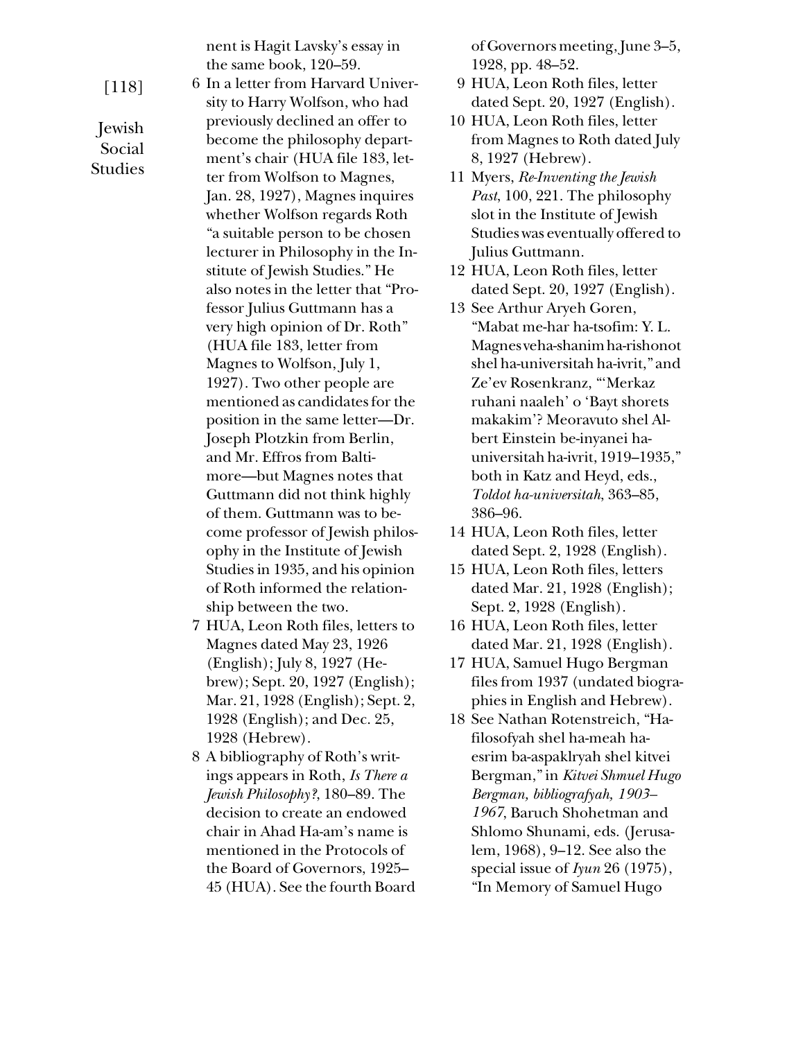nent is Hagit Lavsky's essay in the same book, 120–59.

6 In a letter from Harvard University to Harry Wolfson, who had previously declined an offer to become the philosophy department's chair (HUA file 183, letter from Wolfson to Magnes, Jan. 28, 1927), Magnes inquires whether Wolfson regards Roth "a suitable person to be chosen lecturer in Philosophy in the Institute of Jewish Studies." He also notes in the letter that "Professor Julius Guttmann has a very high opinion of Dr. Roth" (HUA file 183, letter from Magnes to Wolfson, July 1, 1927). Two other people are mentioned as candidates for the position in the same letter—Dr. Joseph Plotzkin from Berlin, and Mr. Effros from Baltimore—but Magnes notes that Guttmann did not think highly of them. Guttmann was to become professor of Jewish philosophy in the Institute of Jewish Studies in 1935, and his opinion of Roth informed the relationship between the two.

7 HUA, Leon Roth files, letters to Magnes dated May 23, 1926 (English); July 8, 1927 (Hebrew); Sept. 20, 1927 (English); Mar. 21, 1928 (English); Sept. 2, 1928 (English); and Dec. 25, 1928 (Hebrew).

8 A bibliography of Roth's writings appears in Roth, *Is There a Jewish Philosophy?*, 180–89. The decision to create an endowed chair in Ahad Ha-am's name is mentioned in the Protocols of the Board of Governors, 1925–45 (HUA). See the fourth Board of Governors meeting, June 3–5, 1928, pp. 48–52.

9 HUA, Leon Roth files, letter dated Sept. 20, 1927 (English).

10 HUA, Leon Roth files, letter from Magnes to Roth dated July 8, 1927 (Hebrew).

11 Myers, *Re-Inventing the Jewish Past*, 100, 221. The philosophy slot in the Institute of Jewish Studies was eventually offered to Julius Guttmann.

12 HUA, Leon Roth files, letter dated Sept. 20, 1927 (English).

13 See Arthur Aryeh Goren, "Mabat me-har ha-tsofim: Y. L. Magnes veha-shanim ha-rishonot shel ha-universitah ha-ivrit," and Ze'ev Rosenkranz, "'Merkaz ruhani naaleh' o 'Bayt shorets makakim'? Meoravuto shel Albert Einstein be-inyanei ha-universitah ha-ivrit, 1919–1935," both in Katz and Heyd, eds., *Toldot ha-universitah*, 363–85, 386–96.

14 HUA, Leon Roth files, letter dated Sept. 2, 1928 (English).

15 HUA, Leon Roth files, letters dated Mar. 21, 1928 (English); Sept. 2, 1928 (English).

16 HUA, Leon Roth files, letter dated Mar. 21, 1928 (English).

17 HUA, Samuel Hugo Bergman files from 1937 (undated biographies in English and Hebrew).

18 See Nathan Rotenstreich, "Ha-filosofyah shel ha-meah ha-esrim ba-aspaklryah shel kitvei Bergman," in *Kitvei Shmuel Hugo Bergman, bibliografyah, 1903–1967*, Baruch Shohetman and Shlomo Shunami, eds. (Jerusalem, 1968), 9–12. See also the special issue of *Iyun* 26 (1975), "In Memory of Samuel Hugo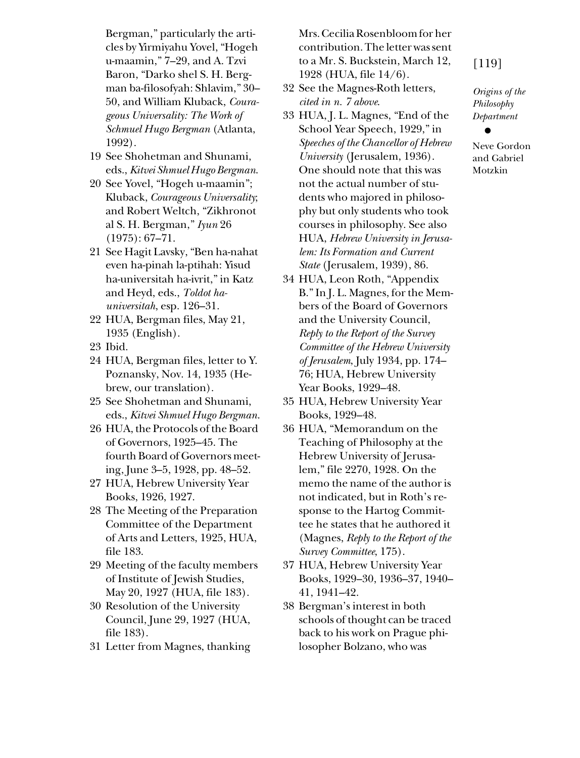Bergman," particularly the articles by Yirmiyahu Yovel, "Hogeh u-maamin," 7–29, and A. Tzvi Baron, "Darko shel S. H. Bergman ba-filosofyah: Shlavim," 30–50, and William Kluback, *Courageous Universality: The Work of Schmuel Hugo Bergman* (Atlanta, 1992).

19 See Shohetman and Shunami, eds., *Kitvei Shmuel Hugo Bergman*.

20 See Yovel, "Hogeh u-maamin"; Kluback, *Courageous Universality*; and Robert Weltch, "Zikhronot al S. H. Bergman," *Iyun* 26 (1975): 67–71.

21 See Hagit Lavsky, "Ben ha-nahat even ha-pinah la-ptihah: Yisud ha-universitah ha-ivrit," in Katz and Heyd, eds., *Toldot ha-universitah*, esp. 126–31.

22 HUA, Bergman files, May 21, 1935 (English).

23 Ibid.

24 HUA, Bergman files, letter to Y. Poznansky, Nov. 14, 1935 (Hebrew, our translation).

25 See Shohetman and Shunami, eds., *Kitvei Shmuel Hugo Bergman*.

26 HUA, the Protocols of the Board of Governors, 1925–45. The fourth Board of Governors meeting, June 3–5, 1928, pp. 48–52.

27 HUA, Hebrew University Year Books, 1926, 1927.

28 The Meeting of the Preparation Committee of the Department of Arts and Letters, 1925, HUA, file 183.

29 Meeting of the faculty members of Institute of Jewish Studies, May 20, 1927 (HUA, file 183).

30 Resolution of the University Council, June 29, 1927 (HUA, file 183).

31 Letter from Magnes, thanking Mrs. Cecilia Rosenbloom for her contribution. The letter was sent to a Mr. S. Buckstein, March 12, 1928 (HUA, file 14/6).

32 See the Magnes-Roth letters, *cited in n. 7 above*.

33 HUA, J. L. Magnes, "End of the School Year Speech, 1929," in *Speeches of the Chancellor of Hebrew University* (Jerusalem, 1936). One should note that this was not the actual number of students who majored in philosophy but only students who took courses in philosophy. See also HUA, *Hebrew University in Jerusalem: Its Formation and Current State* (Jerusalem, 1939), 86.

34 HUA, Leon Roth, "Appendix B." In J. L. Magnes, for the Members of the Board of Governors and the University Council, *Reply to the Report of the Survey Committee of the Hebrew University of Jerusalem*, July 1934, pp. 174–76; HUA, Hebrew University Year Books, 1929–48.

35 HUA, Hebrew University Year Books, 1929–48.

36 HUA, "Memorandum on the Teaching of Philosophy at the Hebrew University of Jerusalem," file 2270, 1928. On the memo the name of the author is not indicated, but in Roth's response to the Hartog Committee he states that he authored it (Magnes, *Reply to the Report of the Survey Committee*, 175).

37 HUA, Hebrew University Year Books, 1929–30, 1936–37, 1940–41, 1941–42.

38 Bergman's interest in both schools of thought can be traced back to his work on Prague philosopher Bolzano, who was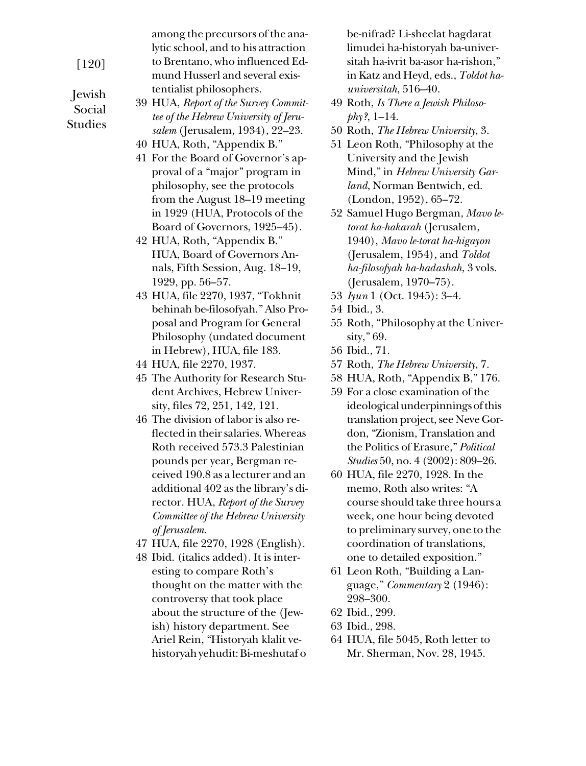among the precursors of the analytic school, and to his attraction to Brentano, who influenced Edmund Husserl and several existentialist philosophers.

39 HUA, *Report of the Survey Committee of the Hebrew University of Jerusalem* (Jerusalem, 1934), 22–23.

40 HUA, Roth, "Appendix B."

41 For the Board of Governor's approval of a "major" program in philosophy, see the protocols from the August 18–19 meeting in 1929 (HUA, Protocols of the Board of Governors, 1925–45).

42 HUA, Roth, "Appendix B." HUA, Board of Governors Annals, Fifth Session, Aug. 18–19, 1929, pp. 56–57.

43 HUA, file 2270, 1937, "Tokhnit behinah be-filosofyah." Also Proposal and Program for General Philosophy (undated document in Hebrew), HUA, file 183.

44 HUA, file 2270, 1937.

45 The Authority for Research Student Archives, Hebrew University, files 72, 251, 142, 121.

46 The division of labor is also reflected in their salaries. Whereas Roth received 573.3 Palestinian pounds per year, Bergman received 190.8 as a lecturer and an additional 402 as the library's director. HUA, *Report of the Survey Committee of the Hebrew University of Jerusalem.*

47 HUA, file 2270, 1928 (English).

48 Ibid. (italics added). It is interesting to compare Roth's thought on the matter with the controversy that took place about the structure of the (Jewish) history department. See Ariel Rein, "Historyah klalit ve-historyah yehudit: Bi-meshutaf o be-nifrad? Li-sheelat hagdarat limudei ha-historyah ba-universitah ha-ivrit ba-asor ha-rishon," in Katz and Heyd, eds., *Toldot ha-universitah*, 516–40.

49 Roth, *Is There a Jewish Philosophy?*, 1–14.

50 Roth, *The Hebrew University*, 3.

51 Leon Roth, "Philosophy at the University and the Jewish Mind," in *Hebrew University Garland*, Norman Bentwich, ed. (London, 1952), 65–72.

52 Samuel Hugo Bergman, *Mavo le-torat ha-hakarah* (Jerusalem, 1940), *Mavo le-torat ha-higayon* (Jerusalem, 1954), and *Toldot ha-filosofyah ha-hadashah*, 3 vols. (Jerusalem, 1970–75).

53 *Iyun* 1 (Oct. 1945): 3–4.

54 Ibid., 3.

55 Roth, "Philosophy at the University," 69.

56 Ibid., 71.

57 Roth, *The Hebrew University*, 7.

58 HUA, Roth, "Appendix B," 176.

59 For a close examination of the ideological underpinnings of this translation project, see Neve Gordon, "Zionism, Translation and the Politics of Erasure," *Political Studies* 50, no. 4 (2002): 809–26.

60 HUA, file 2270, 1928. In the memo, Roth also writes: "A course should take three hours a week, one hour being devoted to preliminary survey, one to the coordination of translations, one to detailed exposition."

61 Leon Roth, "Building a Language," *Commentary* 2 (1946): 298–300.

62 Ibid., 299.

63 Ibid., 298.

64 HUA, file 5045, Roth letter to Mr. Sherman, Nov. 28, 1945.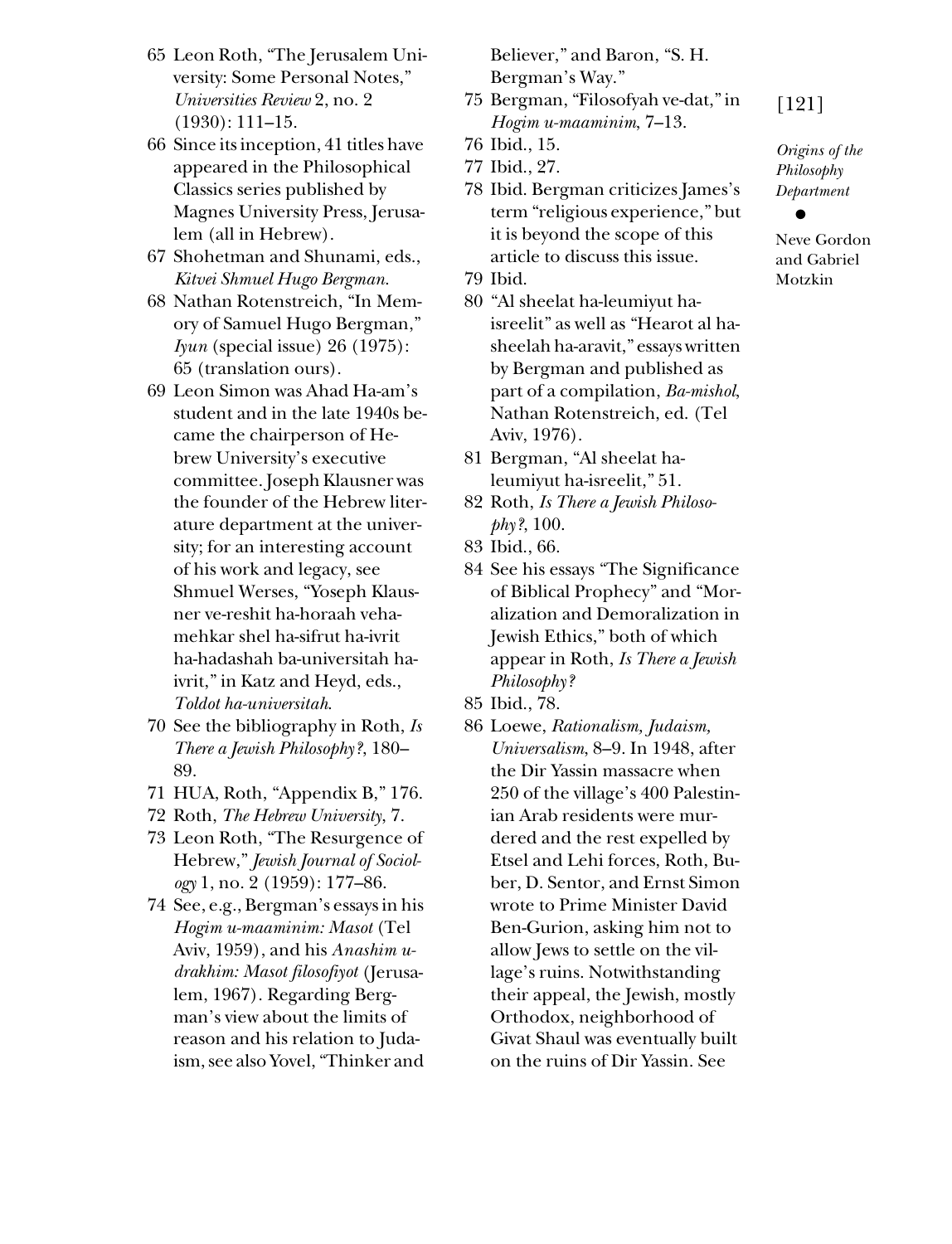65 Leon Roth, "The Jerusalem University: Some Personal Notes," *Universities Review* 2, no. 2 (1930): 111–15.

66 Since its inception, 41 titles have appeared in the Philosophical Classics series published by Magnes University Press, Jerusalem (all in Hebrew).

67 Shohetman and Shunami, eds., *Kitvei Shmuel Hugo Bergman*.

68 Nathan Rotenstreich, "In Memory of Samuel Hugo Bergman," *Iyun* (special issue) 26 (1975): 65 (translation ours).

69 Leon Simon was Ahad Ha-am's student and in the late 1940s became the chairperson of Hebrew University's executive committee. Joseph Klausner was the founder of the Hebrew literature department at the university; for an interesting account of his work and legacy, see Shmuel Werses, "Yoseph Klausner ve-reshit ha-horaah vehamehkar shel ha-sifrut ha-ivrit ha-hadashah ba-universitah ha-ivrit," in Katz and Heyd, eds., *Toldot ha-universitah*.

70 See the bibliography in Roth, *Is There a Jewish Philosophy?*, 180–89.

71 HUA, Roth, "Appendix B," 176.

72 Roth, *The Hebrew University*, 7.

73 Leon Roth, "The Resurgence of Hebrew," *Jewish Journal of Sociology* 1, no. 2 (1959): 177–86.

74 See, e.g., Bergman's essays in his *Hogim u-maaminim: Masot* (Tel Aviv, 1959), and his *Anashim u-drakhim: Masot filosofiyot* (Jerusalem, 1967). Regarding Bergman's view about the limits of reason and his relation to Judaism, see also Yovel, "Thinker and Believer," and Baron, "S. H. Bergman's Way."

75 Bergman, "Filosofyah ve-dat," in *Hogim u-maaminim*, 7–13.

76 Ibid., 15.

77 Ibid., 27.

78 Ibid. Bergman criticizes James's term "religious experience," but it is beyond the scope of this article to discuss this issue.

79 Ibid.

80 "Al sheelat ha-leumiyut ha-isreelit" as well as "Hearot al ha-sheelah ha-aravit," essays written by Bergman and published as part of a compilation, *Ba-mishol*, Nathan Rotenstreich, ed. (Tel Aviv, 1976).

81 Bergman, "Al sheelat ha-leumiyut ha-isreelit," 51.

82 Roth, *Is There a Jewish Philosophy?*, 100.

83 Ibid., 66.

84 See his essays "The Significance of Biblical Prophecy" and "Moralization and Demoralization in Jewish Ethics," both of which appear in Roth, *Is There a Jewish Philosophy?*

85 Ibid., 78.

86 Loewe, *Rationalism, Judaism, Universalism*, 8–9. In 1948, after the Dir Yassin massacre when 250 of the village's 400 Palestinian Arab residents were murdered and the rest expelled by Etsel and Lehi forces, Roth, Buber, D. Sentor, and Ernst Simon wrote to Prime Minister David Ben-Gurion, asking him not to allow Jews to settle on the village's ruins. Notwithstanding their appeal, the Jewish, mostly Orthodox, neighborhood of Givat Shaul was eventually built on the ruins of Dir Yassin. See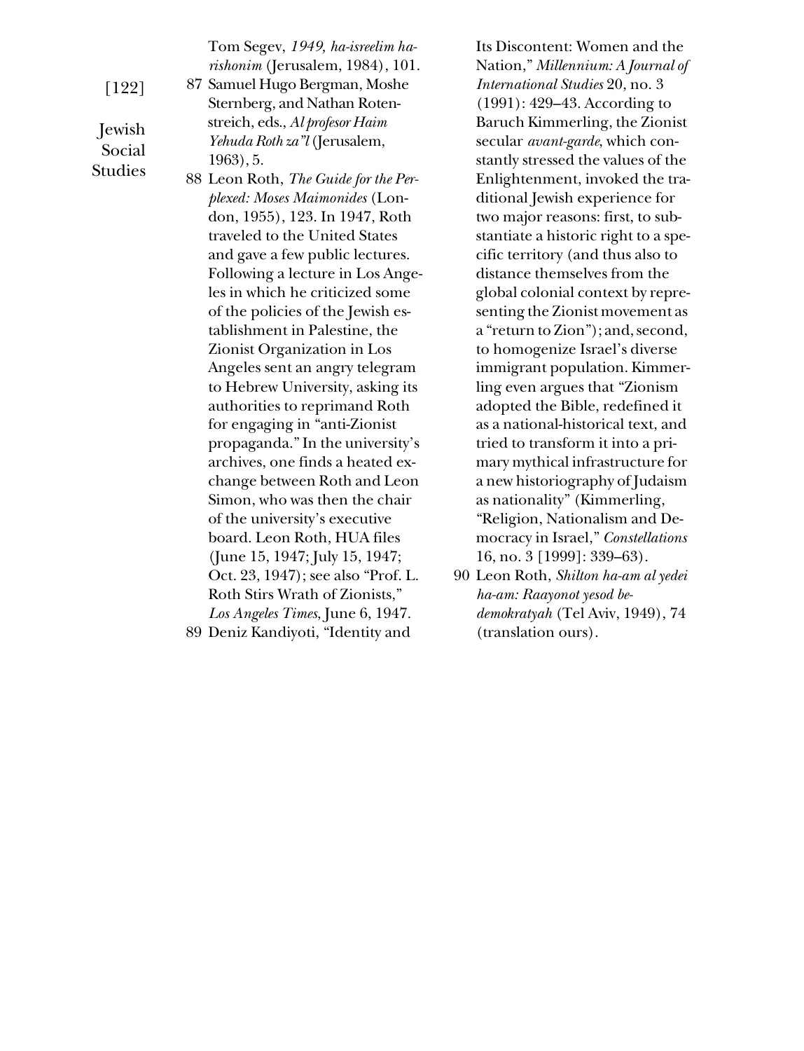Tom Segev, *1949, ha-isreelim ha-rishonim* (Jerusalem, 1984), 101.

87 Samuel Hugo Bergman, Moshe Sternberg, and Nathan Rotenstreich, eds., *Al profesor Haim Yehuda Roth za"l* (Jerusalem, 1963), 5.

88 Leon Roth, *The Guide for the Perplexed: Moses Maimonides* (London, 1955), 123. In 1947, Roth traveled to the United States and gave a few public lectures. Following a lecture in Los Angeles in which he criticized some of the policies of the Jewish establishment in Palestine, the Zionist Organization in Los Angeles sent an angry telegram to Hebrew University, asking its authorities to reprimand Roth for engaging in "anti-Zionist propaganda." In the university's archives, one finds a heated exchange between Roth and Leon Simon, who was then the chair of the university's executive board. Leon Roth, HUA files (June 15, 1947; July 15, 1947; Oct. 23, 1947); see also "Prof. L. Roth Stirs Wrath of Zionists," *Los Angeles Times*, June 6, 1947.

89 Deniz Kandiyoti, "Identity and Its Discontent: Women and the Nation," *Millennium: A Journal of International Studies* 20, no. 3 (1991): 429–43. According to Baruch Kimmerling, the Zionist secular *avant-garde*, which constantly stressed the values of the Enlightenment, invoked the traditional Jewish experience for two major reasons: first, to substantiate a historic right to a specific territory (and thus also to distance themselves from the global colonial context by representing the Zionist movement as a "return to Zion"); and, second, to homogenize Israel's diverse immigrant population. Kimmerling even argues that "Zionism adopted the Bible, redefined it as a national-historical text, and tried to transform it into a primary mythical infrastructure for a new historiography of Judaism as nationality" (Kimmerling, "Religion, Nationalism and Democracy in Israel," *Constellations* 16, no. 3 [1999]: 339–63).

90 Leon Roth, *Shilton ha-am al yedei ha-am: Raayonot yesod be-demokratyah* (Tel Aviv, 1949), 74 (translation ours).